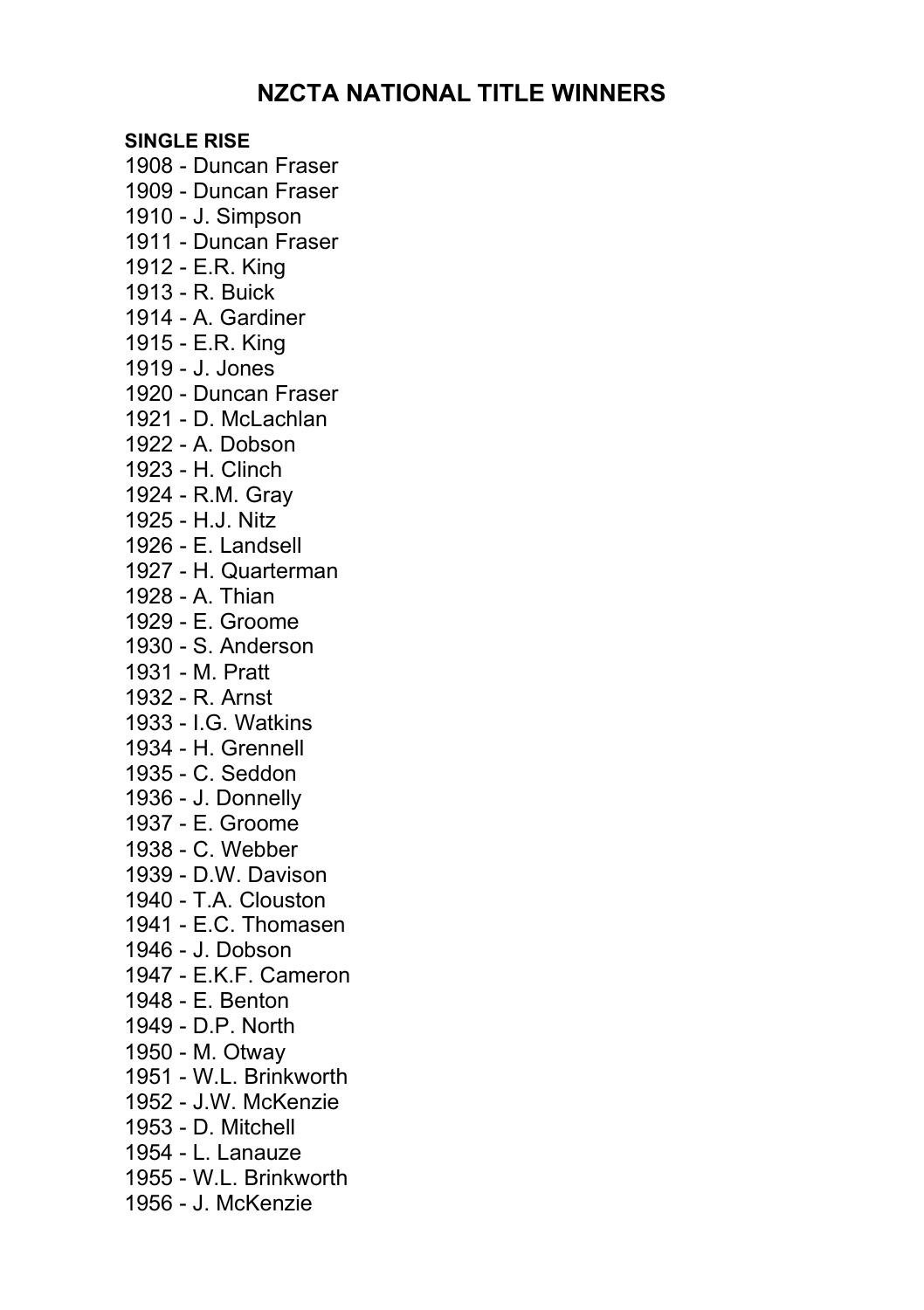# NZCTA NATIONAL TITLE WINNERS

**SINGLE RISE**

1908 - Duncan Fraser
1909 - Duncan Fraser
1910 - J. Simpson
1911 - Duncan Fraser
1912 - E.R. King
1913 - R. Buick
1914 - A. Gardiner
1915 - E.R. King
1919 - J. Jones
1920 - Duncan Fraser
1921 - D. McLachlan
1922 - A. Dobson
1923 - H. Clinch
1924 - R.M. Gray
1925 - H.J. Nitz
1926 - E. Landsell
1927 - H. Quarterman
1928 - A. Thian
1929 - E. Groome
1930 - S. Anderson
1931 - M. Pratt
1932 - R. Arnst
1933 - I.G. Watkins
1934 - H. Grennell
1935 - C. Seddon
1936 - J. Donnelly
1937 - E. Groome
1938 - C. Webber
1939 - D.W. Davison
1940 - T.A. Clouston
1941 - E.C. Thomasen
1946 - J. Dobson
1947 - E.K.F. Cameron
1948 - E. Benton
1949 - D.P. North
1950 - M. Otway
1951 - W.L. Brinkworth
1952 - J.W. McKenzie
1953 - D. Mitchell
1954 - L. Lanauze
1955 - W.L. Brinkworth
1956 - J. McKenzie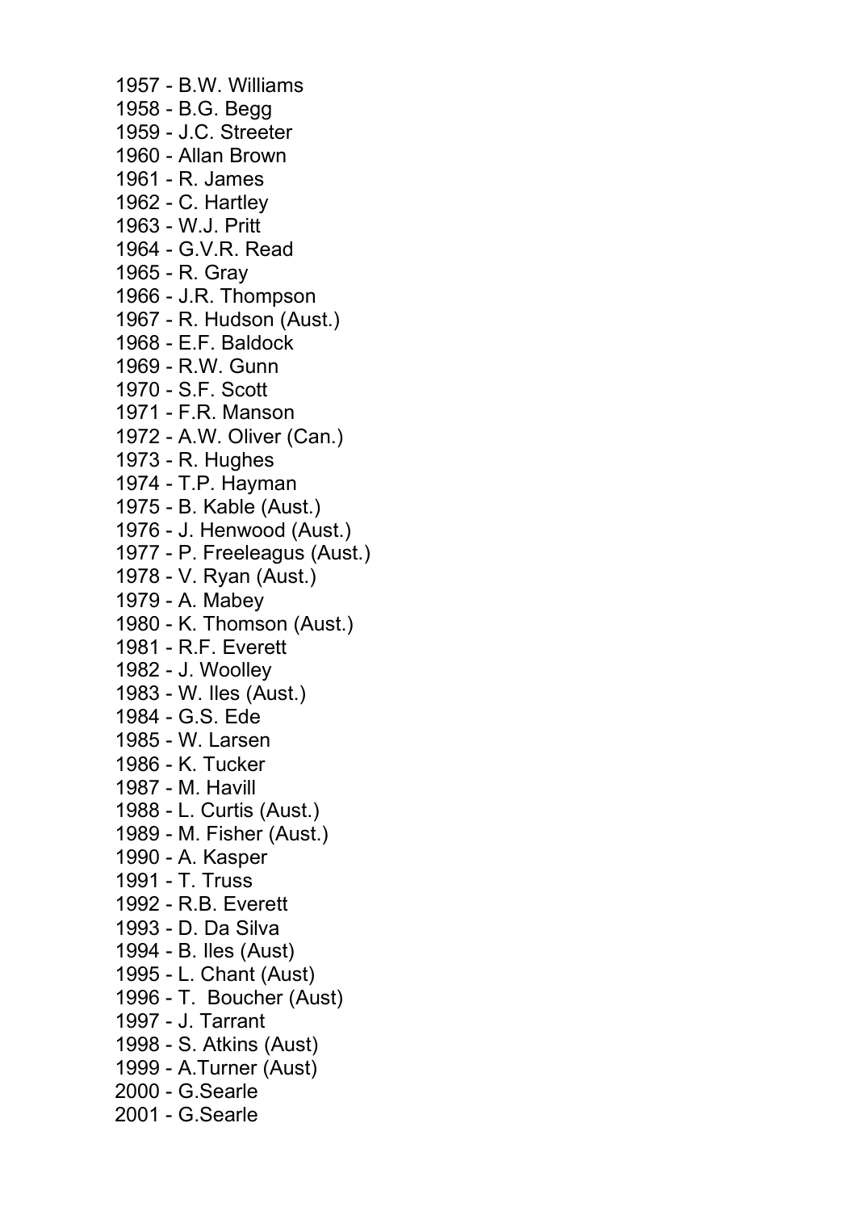1957 - B.W. Williams
1958 - B.G. Begg
1959 - J.C. Streeter
1960 - Allan Brown
1961 - R. James
1962 - C. Hartley
1963 - W.J. Pritt
1964 - G.V.R. Read
1965 - R. Gray
1966 - J.R. Thompson
1967 - R. Hudson (Aust.)
1968 - E.F. Baldock
1969 - R.W. Gunn
1970 - S.F. Scott
1971 - F.R. Manson
1972 - A.W. Oliver (Can.)
1973 - R. Hughes
1974 - T.P. Hayman
1975 - B. Kable (Aust.)
1976 - J. Henwood (Aust.)
1977 - P. Freeleagus (Aust.)
1978 - V. Ryan (Aust.)
1979 - A. Mabey
1980 - K. Thomson (Aust.)
1981 - R.F. Everett
1982 - J. Woolley
1983 - W. Iles (Aust.)
1984 - G.S. Ede
1985 - W. Larsen
1986 - K. Tucker
1987 - M. Havill
1988 - L. Curtis (Aust.)
1989 - M. Fisher (Aust.)
1990 - A. Kasper
1991 - T. Truss
1992 - R.B. Everett
1993 - D. Da Silva
1994 - B. Iles (Aust)
1995 - L. Chant (Aust)
1996 - T. Boucher (Aust)
1997 - J. Tarrant
1998 - S. Atkins (Aust)
1999 - A.Turner (Aust)
2000 - G.Searle
2001 - G.Searle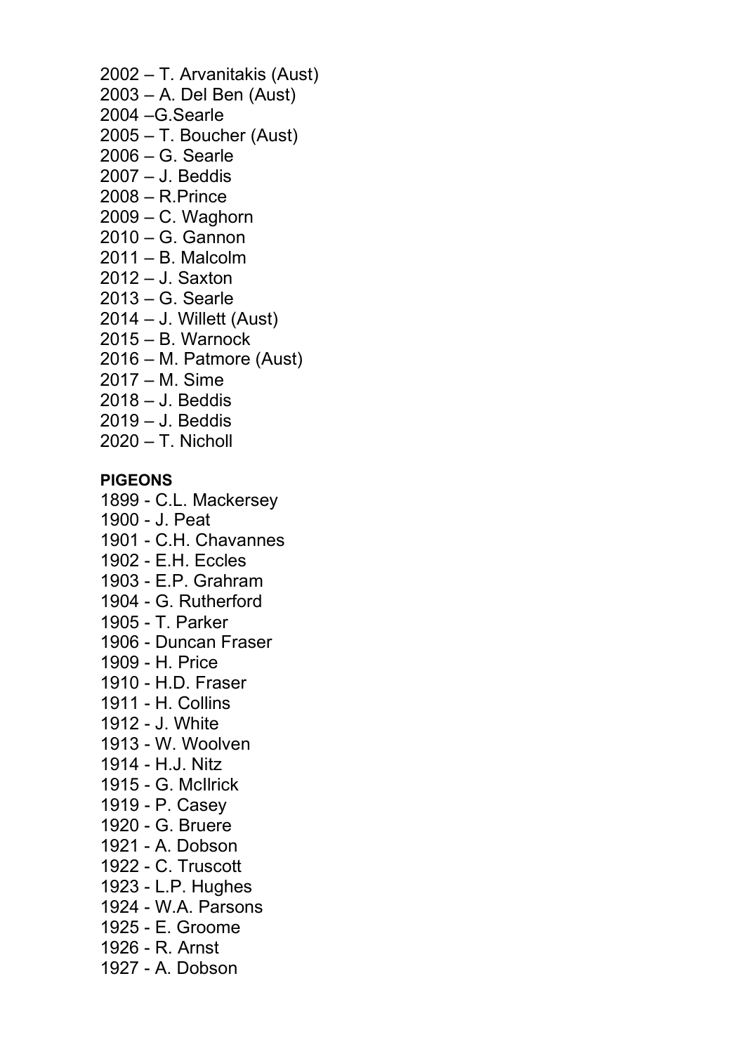2002 – T. Arvanitakis (Aust)
2003 – A. Del Ben (Aust)
2004 –G.Searle
2005 – T. Boucher (Aust)
2006 – G. Searle
2007 – J. Beddis
2008 – R.Prince
2009 – C. Waghorn
2010 – G. Gannon
2011 – B. Malcolm
2012 – J. Saxton
2013 – G. Searle
2014 – J. Willett (Aust)
2015 – B. Warnock
2016 – M. Patmore (Aust)
2017 – M. Sime
2018 – J. Beddis
2019 – J. Beddis
2020 – T. Nicholl

**PIGEONS**

1899 - C.L. Mackersey
1900 - J. Peat
1901 - C.H. Chavannes
1902 - E.H. Eccles
1903 - E.P. Grahram
1904 - G. Rutherford
1905 - T. Parker
1906 - Duncan Fraser
1909 - H. Price
1910 - H.D. Fraser
1911 - H. Collins
1912 - J. White
1913 - W. Woolven
1914 - H.J. Nitz
1915 - G. McIlrick
1919 - P. Casey
1920 - G. Bruere
1921 - A. Dobson
1922 - C. Truscott
1923 - L.P. Hughes
1924 - W.A. Parsons
1925 - E. Groome
1926 - R. Arnst
1927 - A. Dobson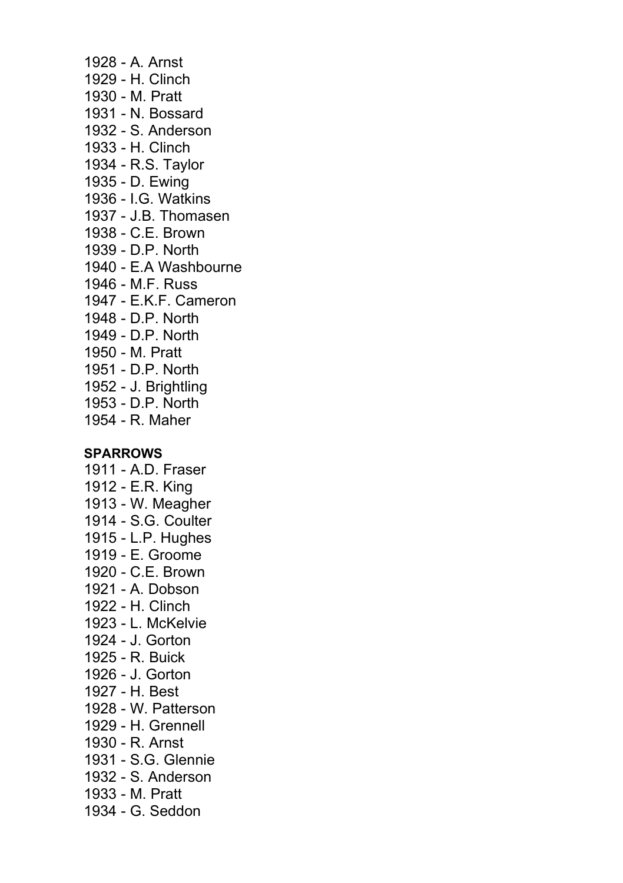1928 - A. Arnst
1929 - H. Clinch
1930 - M. Pratt
1931 - N. Bossard
1932 - S. Anderson
1933 - H. Clinch
1934 - R.S. Taylor
1935 - D. Ewing
1936 - I.G. Watkins
1937 - J.B. Thomasen
1938 - C.E. Brown
1939 - D.P. North
1940 - E.A Washbourne
1946 - M.F. Russ
1947 - E.K.F. Cameron
1948 - D.P. North
1949 - D.P. North
1950 - M. Pratt
1951 - D.P. North
1952 - J. Brightling
1953 - D.P. North
1954 - R. Maher

**SPARROWS**

1911 - A.D. Fraser
1912 - E.R. King
1913 - W. Meagher
1914 - S.G. Coulter
1915 - L.P. Hughes
1919 - E. Groome
1920 - C.E. Brown
1921 - A. Dobson
1922 - H. Clinch
1923 - L. McKelvie
1924 - J. Gorton
1925 - R. Buick
1926 - J. Gorton
1927 - H. Best
1928 - W. Patterson
1929 - H. Grennell
1930 - R. Arnst
1931 - S.G. Glennie
1932 - S. Anderson
1933 - M. Pratt
1934 - G. Seddon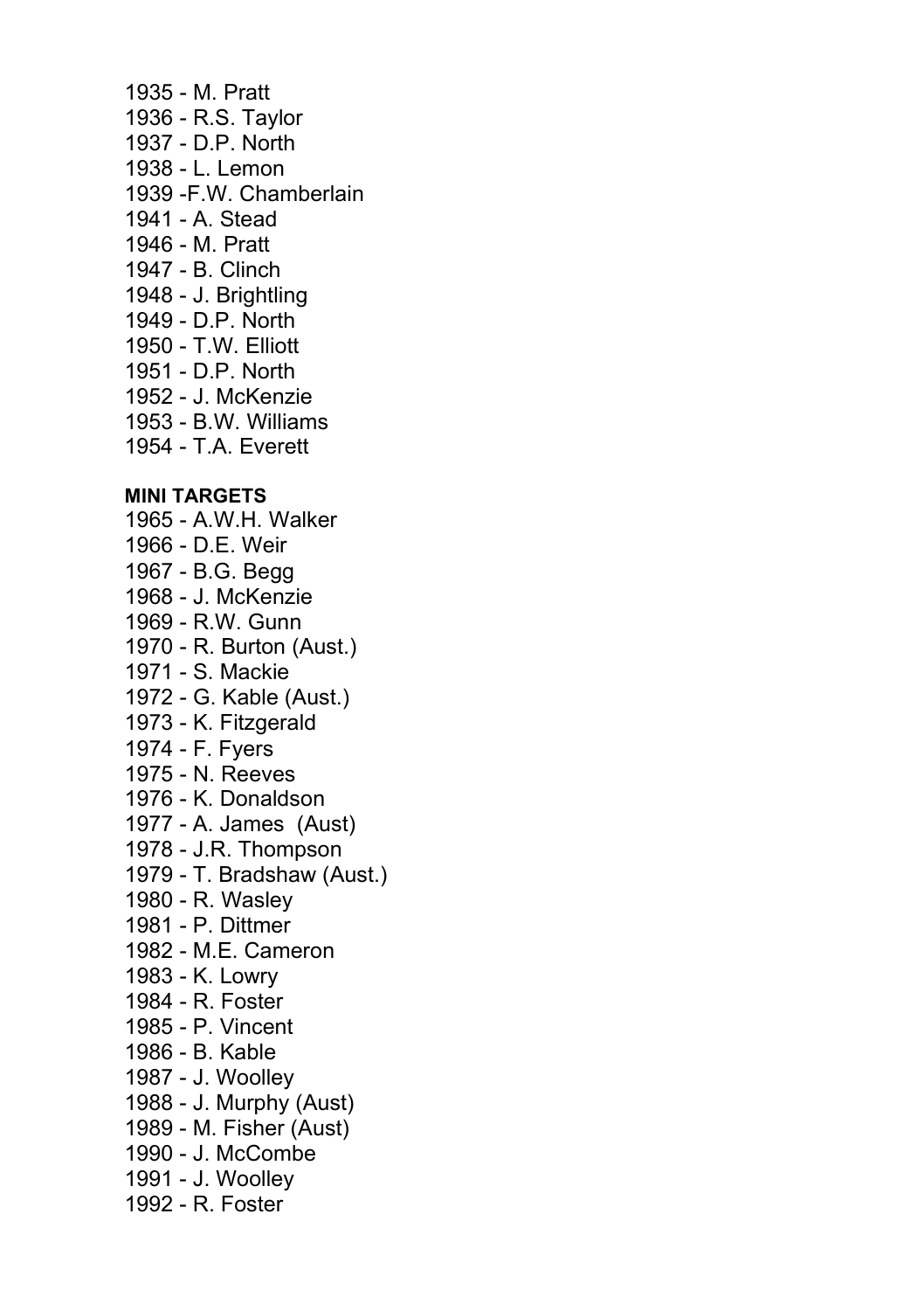1935 - M. Pratt
1936 - R.S. Taylor
1937 - D.P. North
1938 - L. Lemon
1939 -F.W. Chamberlain
1941 - A. Stead
1946 - M. Pratt
1947 - B. Clinch
1948 - J. Brightling
1949 - D.P. North
1950 - T.W. Elliott
1951 - D.P. North
1952 - J. McKenzie
1953 - B.W. Williams
1954 - T.A. Everett

**MINI TARGETS**

1965 - A.W.H. Walker
1966 - D.E. Weir
1967 - B.G. Begg
1968 - J. McKenzie
1969 - R.W. Gunn
1970 - R. Burton (Aust.)
1971 - S. Mackie
1972 - G. Kable (Aust.)
1973 - K. Fitzgerald
1974 - F. Fyers
1975 - N. Reeves
1976 - K. Donaldson
1977 - A. James (Aust)
1978 - J.R. Thompson
1979 - T. Bradshaw (Aust.)
1980 - R. Wasley
1981 - P. Dittmer
1982 - M.E. Cameron
1983 - K. Lowry
1984 - R. Foster
1985 - P. Vincent
1986 - B. Kable
1987 - J. Woolley
1988 - J. Murphy (Aust)
1989 - M. Fisher (Aust)
1990 - J. McCombe
1991 - J. Woolley
1992 - R. Foster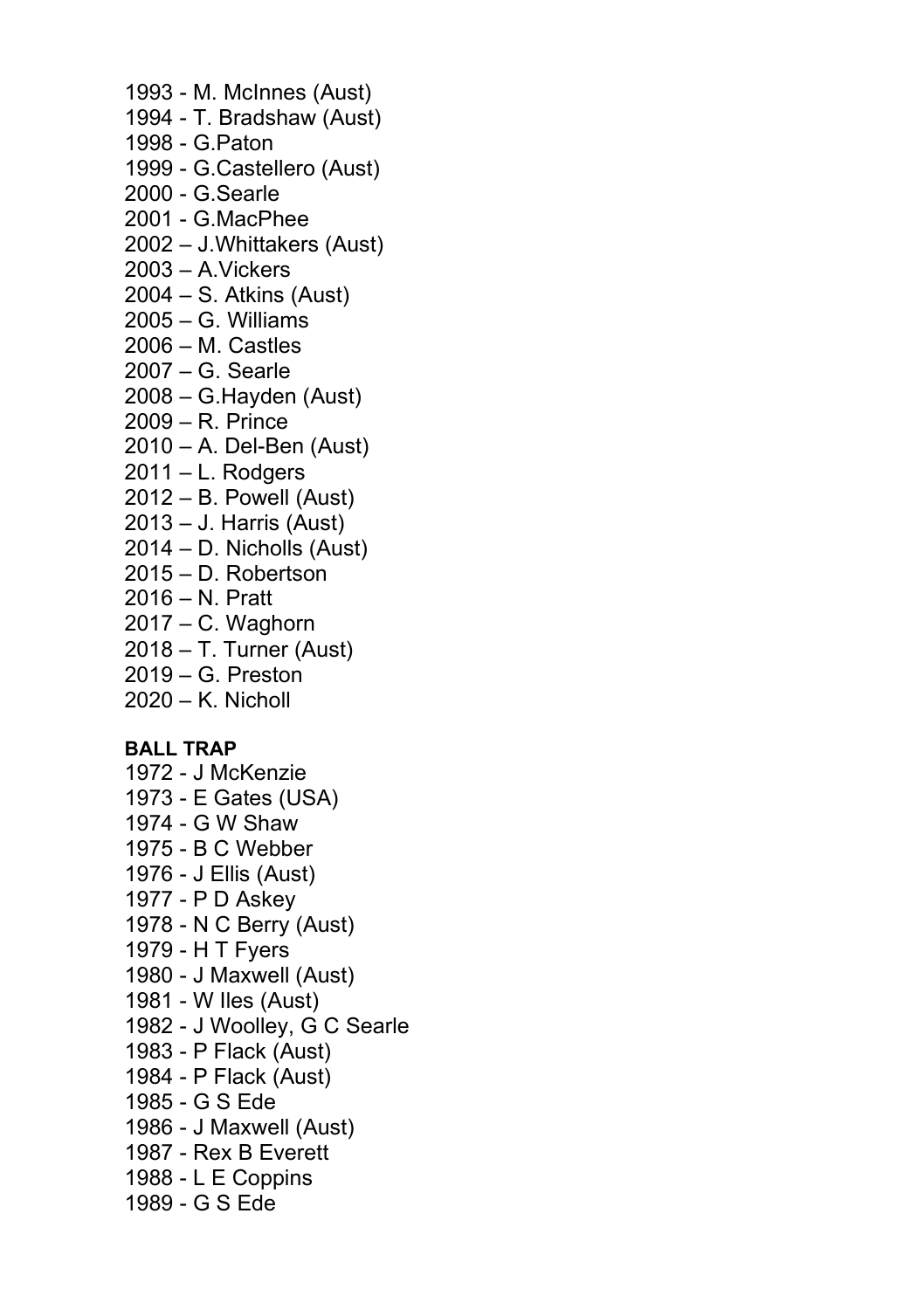1993 - M. McInnes (Aust)
1994 - T. Bradshaw (Aust)
1998 - G.Paton
1999 - G.Castellero (Aust)
2000 - G.Searle
2001 - G.MacPhee
2002 – J.Whittakers (Aust)
2003 – A.Vickers
2004 – S. Atkins (Aust)
2005 – G. Williams
2006 – M. Castles
2007 – G. Searle
2008 – G.Hayden (Aust)
2009 – R. Prince
2010 – A. Del-Ben (Aust)
2011 – L. Rodgers
2012 – B. Powell (Aust)
2013 – J. Harris (Aust)
2014 – D. Nicholls (Aust)
2015 – D. Robertson
2016 – N. Pratt
2017 – C. Waghorn
2018 – T. Turner (Aust)
2019 – G. Preston
2020 – K. Nicholl

**BALL TRAP**

1972 - J McKenzie
1973 - E Gates (USA)
1974 - G W Shaw
1975 - B C Webber
1976 - J Ellis (Aust)
1977 - P D Askey
1978 - N C Berry (Aust)
1979 - H T Fyers
1980 - J Maxwell (Aust)
1981 - W Iles (Aust)
1982 - J Woolley, G C Searle
1983 - P Flack (Aust)
1984 - P Flack (Aust)
1985 - G S Ede
1986 - J Maxwell (Aust)
1987 - Rex B Everett
1988 - L E Coppins
1989 - G S Ede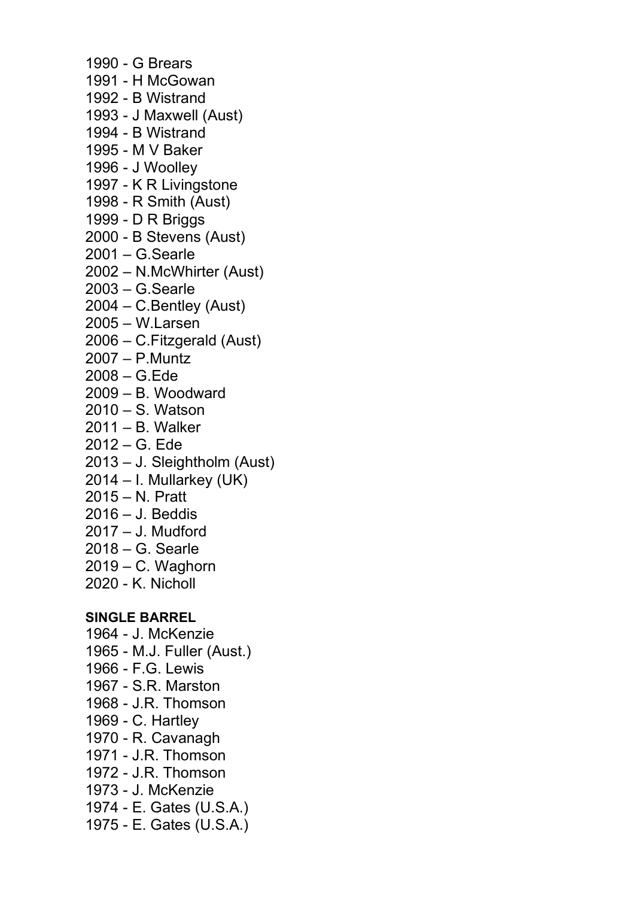1990 - G Brears
1991 - H McGowan
1992 - B Wistrand
1993 - J Maxwell (Aust)
1994 - B Wistrand
1995 - M V Baker
1996 - J Woolley
1997 - K R Livingstone
1998 - R Smith (Aust)
1999 - D R Briggs
2000 - B Stevens (Aust)
2001 – G.Searle
2002 – N.McWhirter (Aust)
2003 – G.Searle
2004 – C.Bentley (Aust)
2005 – W.Larsen
2006 – C.Fitzgerald (Aust)
2007 – P.Muntz
2008 – G.Ede
2009 – B. Woodward
2010 – S. Watson
2011 – B. Walker
2012 – G. Ede
2013 – J. Sleightholm (Aust)
2014 – I. Mullarkey (UK)
2015 – N. Pratt
2016 – J. Beddis
2017 – J. Mudford
2018 – G. Searle
2019 – C. Waghorn
2020 - K. Nicholl

**SINGLE BARREL**

1964 - J. McKenzie
1965 - M.J. Fuller (Aust.)
1966 - F.G. Lewis
1967 - S.R. Marston
1968 - J.R. Thomson
1969 - C. Hartley
1970 - R. Cavanagh
1971 - J.R. Thomson
1972 - J.R. Thomson
1973 - J. McKenzie
1974 - E. Gates (U.S.A.)
1975 - E. Gates (U.S.A.)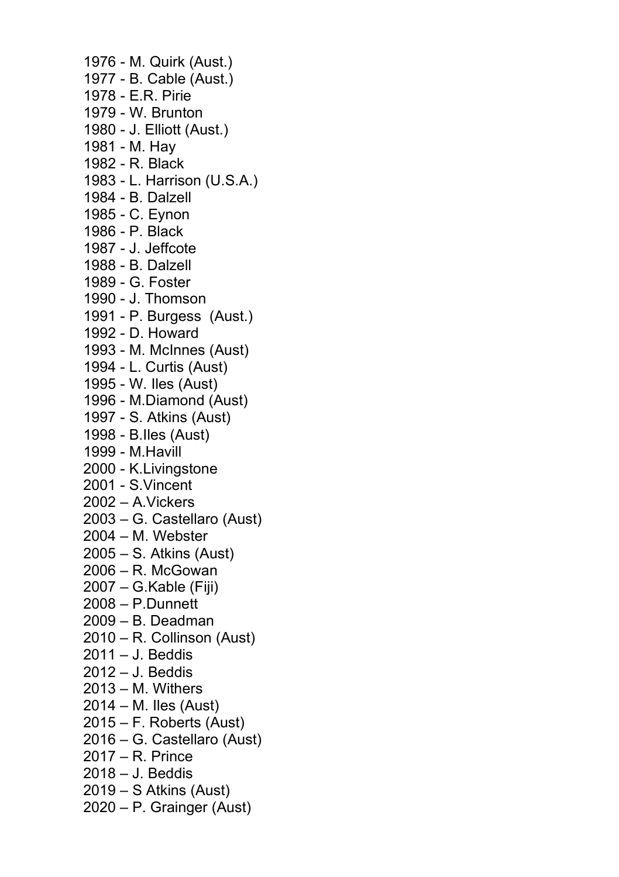1976 - M. Quirk (Aust.)
1977 - B. Cable (Aust.)
1978 - E.R. Pirie
1979 - W. Brunton
1980 - J. Elliott (Aust.)
1981 - M. Hay
1982 - R. Black
1983 - L. Harrison (U.S.A.)
1984 - B. Dalzell
1985 - C. Eynon
1986 - P. Black
1987 - J. Jeffcote
1988 - B. Dalzell
1989 - G. Foster
1990 - J. Thomson
1991 - P. Burgess  (Aust.)
1992 - D. Howard
1993 - M. McInnes (Aust)
1994 - L. Curtis (Aust)
1995 - W. Iles (Aust)
1996 - M.Diamond (Aust)
1997 - S. Atkins (Aust)
1998 - B.Iles (Aust)
1999 - M.Havill
2000 - K.Livingstone
2001 - S.Vincent
2002 – A.Vickers
2003 – G. Castellaro (Aust)
2004 – M. Webster
2005 – S. Atkins (Aust)
2006 – R. McGowan
2007 – G.Kable (Fiji)
2008 – P.Dunnett
2009 – B. Deadman
2010 – R. Collinson (Aust)
2011 – J. Beddis
2012 – J. Beddis
2013 – M. Withers
2014 – M. Iles (Aust)
2015 – F. Roberts (Aust)
2016 – G. Castellaro (Aust)
2017 – R. Prince
2018 – J. Beddis
2019 – S Atkins (Aust)
2020 – P. Grainger (Aust)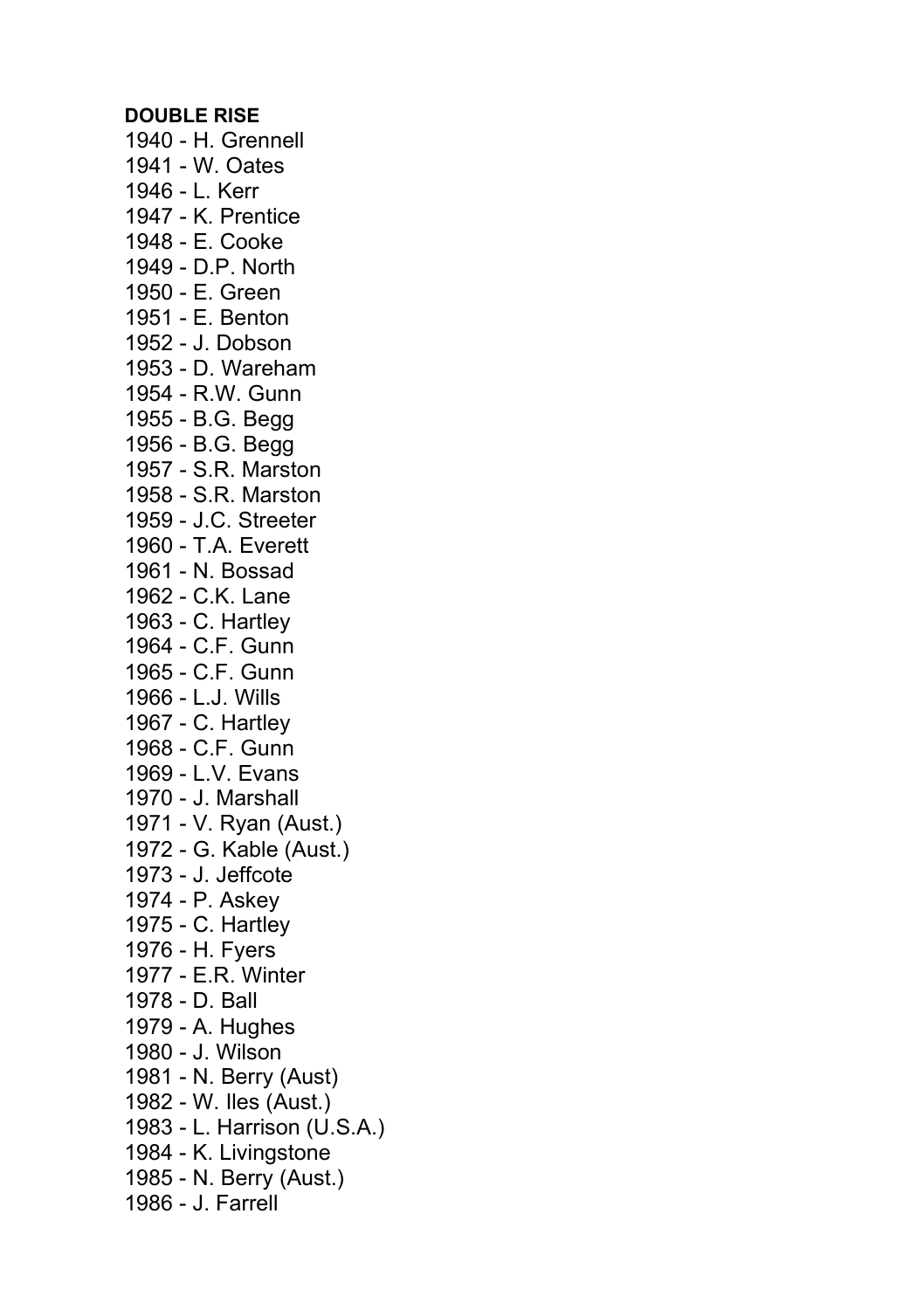**DOUBLE RISE**

1940 - H. Grennell
1941 - W. Oates
1946 - L. Kerr
1947 - K. Prentice
1948 - E. Cooke
1949 - D.P. North
1950 - E. Green
1951 - E. Benton
1952 - J. Dobson
1953 - D. Wareham
1954 - R.W. Gunn
1955 - B.G. Begg
1956 - B.G. Begg
1957 - S.R. Marston
1958 - S.R. Marston
1959 - J.C. Streeter
1960 - T.A. Everett
1961 - N. Bossad
1962 - C.K. Lane
1963 - C. Hartley
1964 - C.F. Gunn
1965 - C.F. Gunn
1966 - L.J. Wills
1967 - C. Hartley
1968 - C.F. Gunn
1969 - L.V. Evans
1970 - J. Marshall
1971 - V. Ryan (Aust.)
1972 - G. Kable (Aust.)
1973 - J. Jeffcote
1974 - P. Askey
1975 - C. Hartley
1976 - H. Fyers
1977 - E.R. Winter
1978 - D. Ball
1979 - A. Hughes
1980 - J. Wilson
1981 - N. Berry (Aust)
1982 - W. Iles (Aust.)
1983 - L. Harrison (U.S.A.)
1984 - K. Livingstone
1985 - N. Berry (Aust.)
1986 - J. Farrell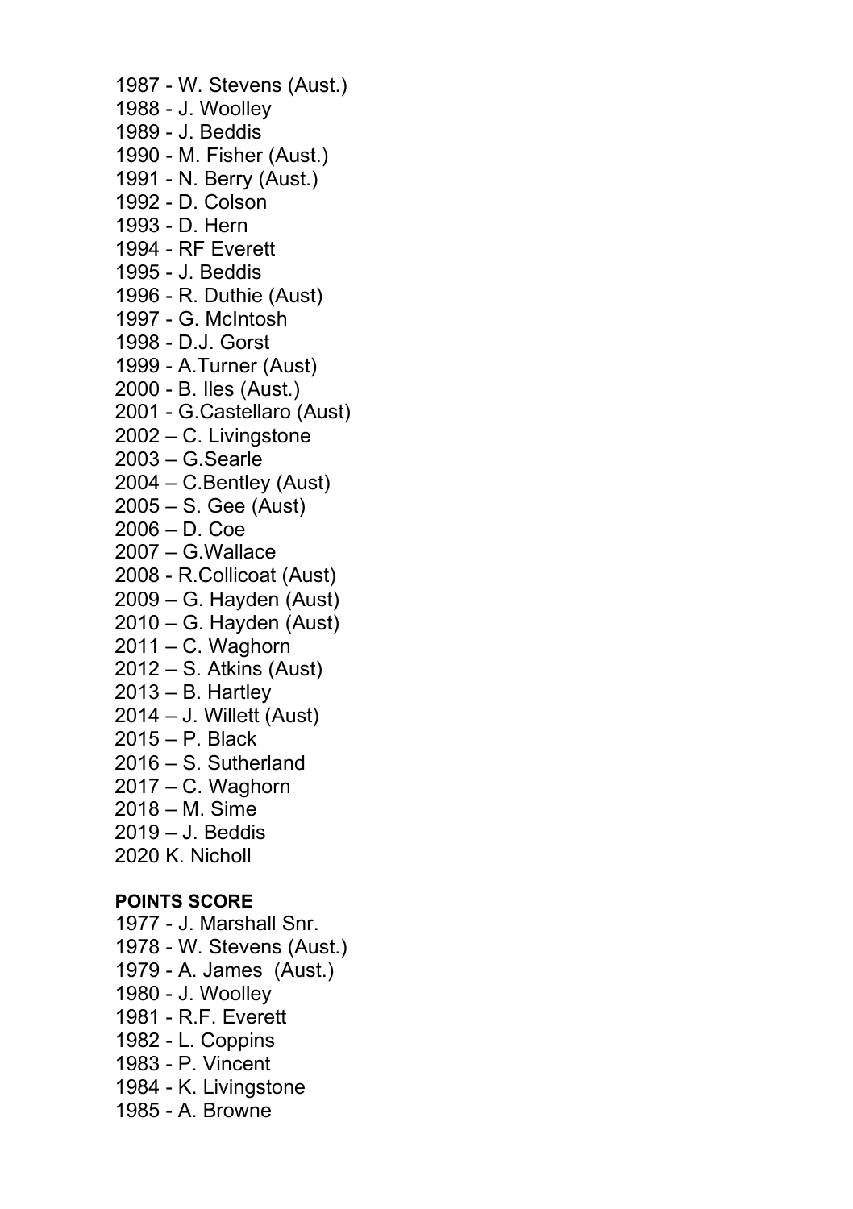1987 - W. Stevens (Aust.)
1988 - J. Woolley
1989 - J. Beddis
1990 - M. Fisher (Aust.)
1991 - N. Berry (Aust.)
1992 - D. Colson
1993 - D. Hern
1994 - RF Everett
1995 - J. Beddis
1996 - R. Duthie (Aust)
1997 - G. McIntosh
1998 - D.J. Gorst
1999 - A.Turner (Aust)
2000 - B. Iles (Aust.)
2001 - G.Castellaro (Aust)
2002 – C. Livingstone
2003 – G.Searle
2004 – C.Bentley (Aust)
2005 – S. Gee (Aust)
2006 – D. Coe
2007 – G.Wallace
2008 - R.Collicoat (Aust)
2009 – G. Hayden (Aust)
2010 – G. Hayden (Aust)
2011 – C. Waghorn
2012 – S. Atkins (Aust)
2013 – B. Hartley
2014 – J. Willett (Aust)
2015 – P. Black
2016 – S. Sutherland
2017 – C. Waghorn
2018 – M. Sime
2019 – J. Beddis
2020 K. Nicholl

**POINTS SCORE**

1977 - J. Marshall Snr.
1978 - W. Stevens (Aust.)
1979 - A. James (Aust.)
1980 - J. Woolley
1981 - R.F. Everett
1982 - L. Coppins
1983 - P. Vincent
1984 - K. Livingstone
1985 - A. Browne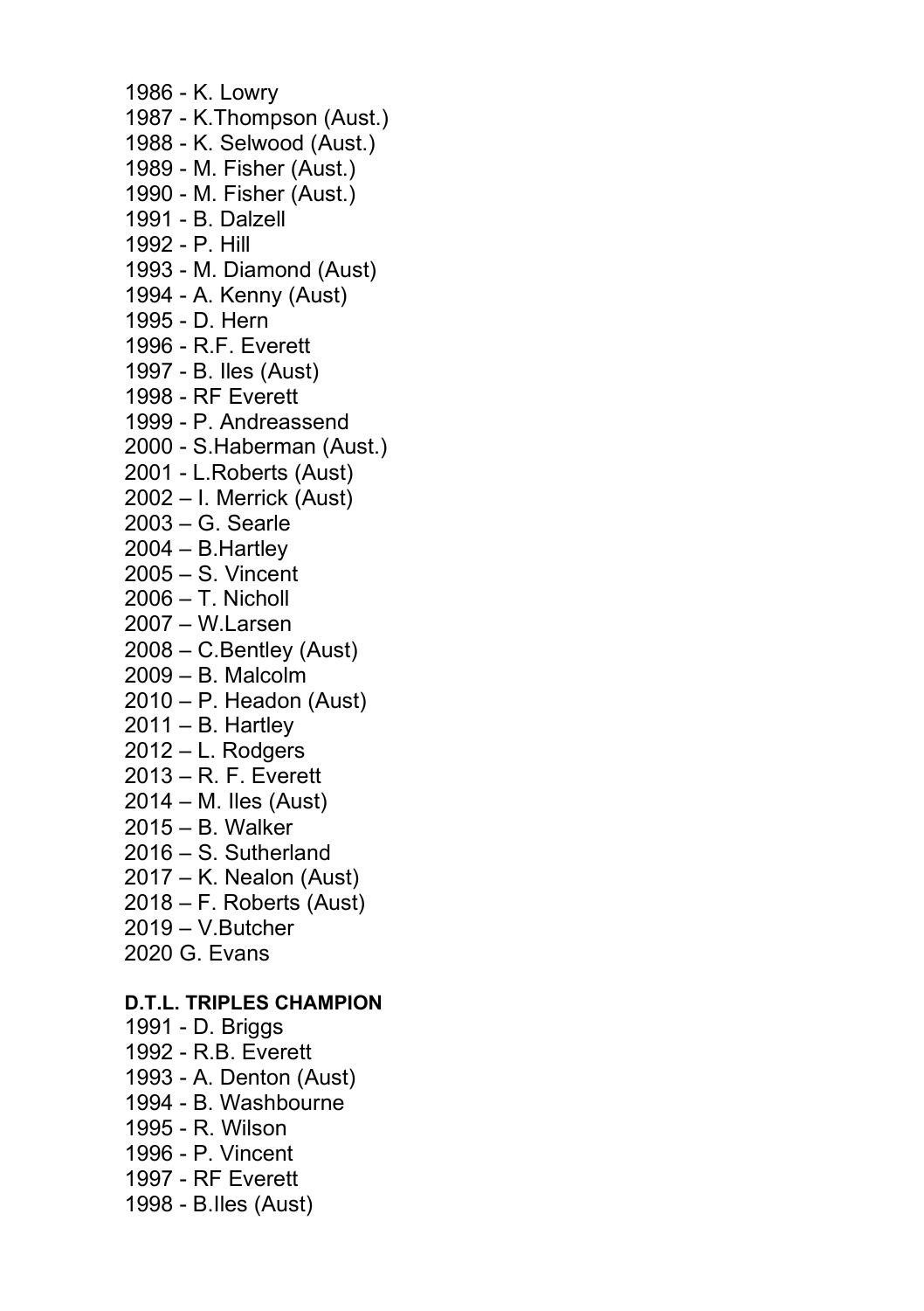1986 - K. Lowry
1987 - K.Thompson (Aust.)
1988 - K. Selwood (Aust.)
1989 - M. Fisher (Aust.)
1990 - M. Fisher (Aust.)
1991 - B. Dalzell
1992 - P. Hill
1993 - M. Diamond (Aust)
1994 - A. Kenny (Aust)
1995 - D. Hern
1996 - R.F. Everett
1997 - B. Iles (Aust)
1998 - RF Everett
1999 - P. Andreassend
2000 - S.Haberman (Aust.)
2001 - L.Roberts (Aust)
2002 – I. Merrick (Aust)
2003 – G. Searle
2004 – B.Hartley
2005 – S. Vincent
2006 – T. Nicholl
2007 – W.Larsen
2008 – C.Bentley (Aust)
2009 – B. Malcolm
2010 – P. Headon (Aust)
2011 – B. Hartley
2012 – L. Rodgers
2013 – R. F. Everett
2014 – M. Iles (Aust)
2015 – B. Walker
2016 – S. Sutherland
2017 – K. Nealon (Aust)
2018 – F. Roberts (Aust)
2019 – V.Butcher
2020 G. Evans

**D.T.L. TRIPLES CHAMPION**

1991 - D. Briggs
1992 - R.B. Everett
1993 - A. Denton (Aust)
1994 - B. Washbourne
1995 - R. Wilson
1996 - P. Vincent
1997 - RF Everett
1998 - B.Iles (Aust)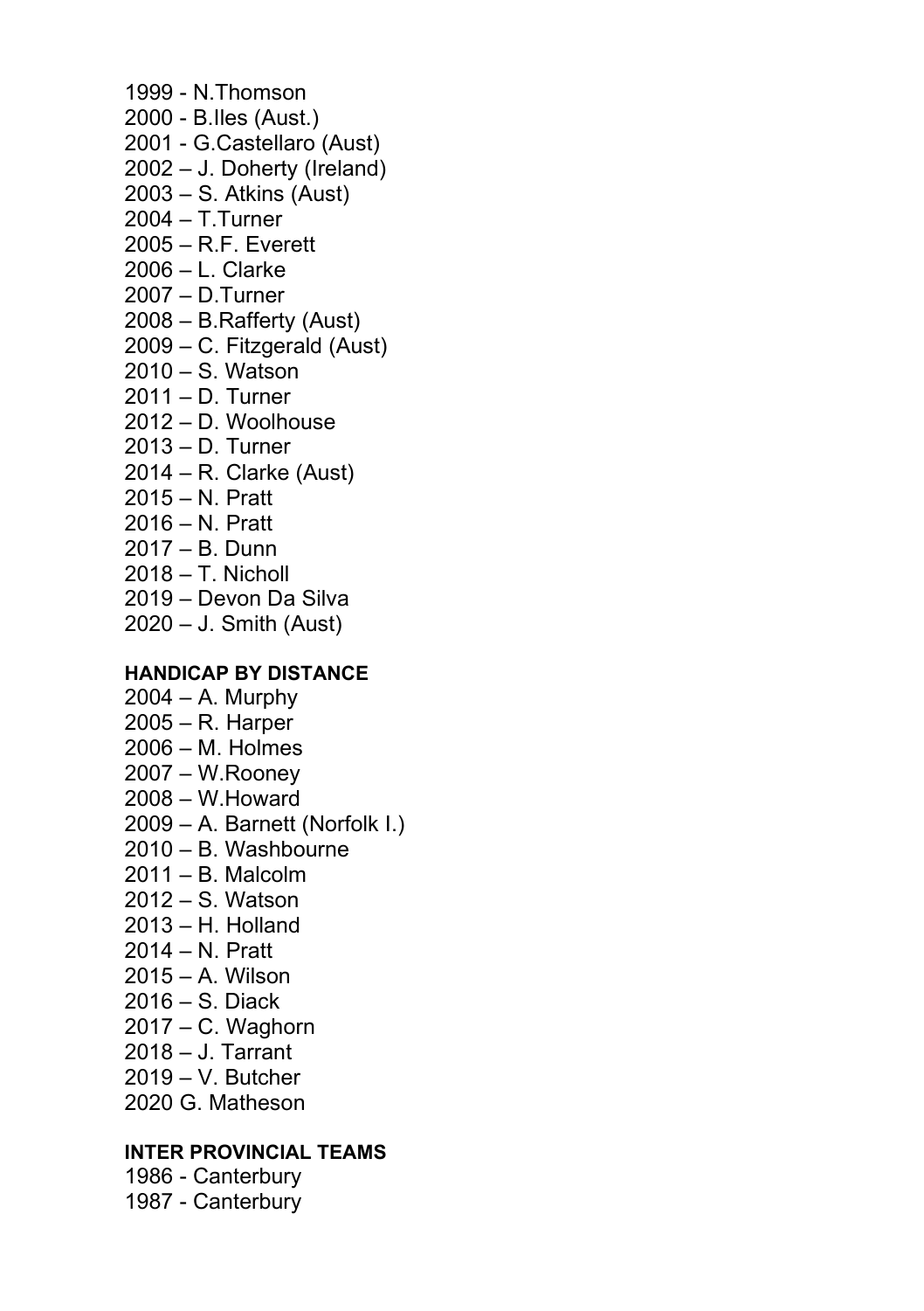1999 - N.Thomson
2000 - B.Iles (Aust.)
2001 - G.Castellaro (Aust)
2002 – J. Doherty (Ireland)
2003 – S. Atkins (Aust)
2004 – T.Turner
2005 – R.F. Everett
2006 – L. Clarke
2007 – D.Turner
2008 – B.Rafferty (Aust)
2009 – C. Fitzgerald (Aust)
2010 – S. Watson
2011 – D. Turner
2012 – D. Woolhouse
2013 – D. Turner
2014 – R. Clarke (Aust)
2015 – N. Pratt
2016 – N. Pratt
2017 – B. Dunn
2018 – T. Nicholl
2019 – Devon Da Silva
2020 – J. Smith (Aust)

**HANDICAP BY DISTANCE**

2004 – A. Murphy
2005 – R. Harper
2006 – M. Holmes
2007 – W.Rooney
2008 – W.Howard
2009 – A. Barnett (Norfolk I.)
2010 – B. Washbourne
2011 – B. Malcolm
2012 – S. Watson
2013 – H. Holland
2014 – N. Pratt
2015 – A. Wilson
2016 – S. Diack
2017 – C. Waghorn
2018 – J. Tarrant
2019 – V. Butcher
2020 G. Matheson

**INTER PROVINCIAL TEAMS**

1986 - Canterbury
1987 - Canterbury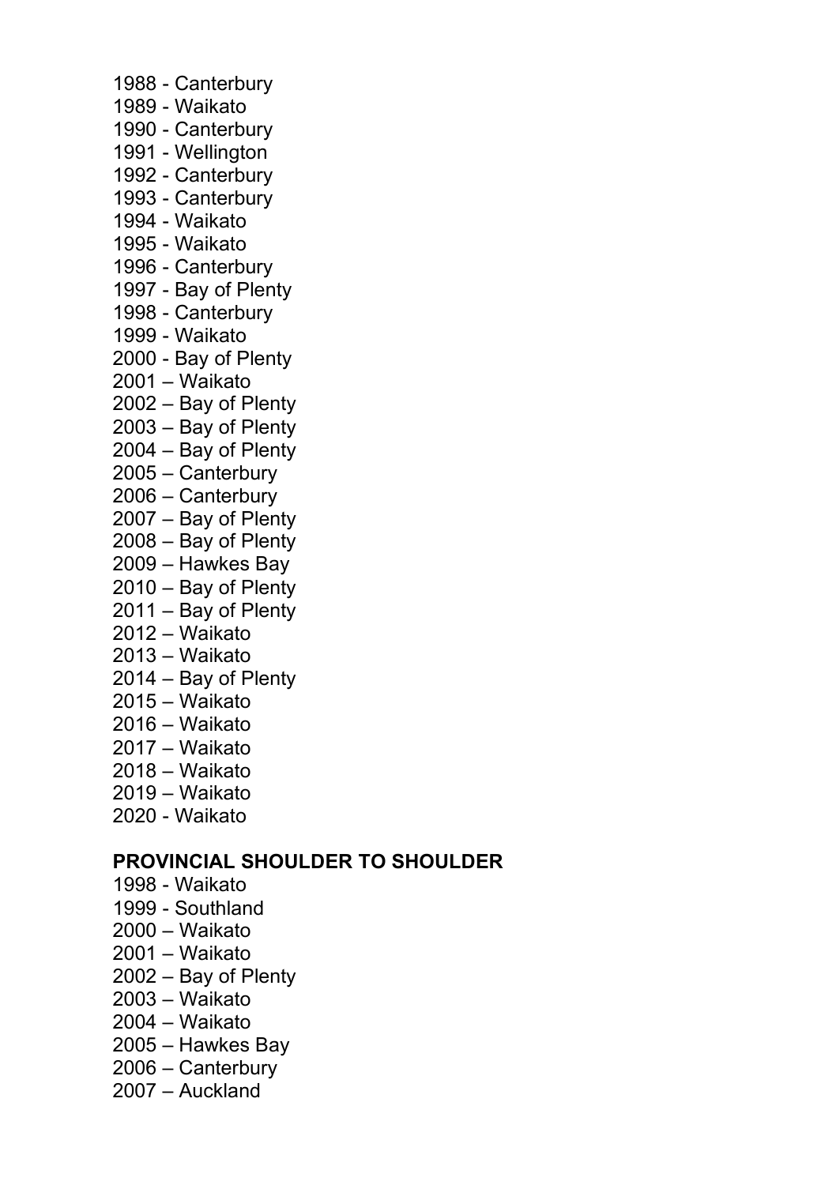1988 - Canterbury
1989 - Waikato
1990 - Canterbury
1991 - Wellington
1992 - Canterbury
1993 - Canterbury
1994 - Waikato
1995 - Waikato
1996 - Canterbury
1997 - Bay of Plenty
1998 - Canterbury
1999 - Waikato
2000 - Bay of Plenty
2001 – Waikato
2002 – Bay of Plenty
2003 – Bay of Plenty
2004 – Bay of Plenty
2005 – Canterbury
2006 – Canterbury
2007 – Bay of Plenty
2008 – Bay of Plenty
2009 – Hawkes Bay
2010 – Bay of Plenty
2011 – Bay of Plenty
2012 – Waikato
2013 – Waikato
2014 – Bay of Plenty
2015 – Waikato
2016 – Waikato
2017 – Waikato
2018 – Waikato
2019 – Waikato
2020 - Waikato

**PROVINCIAL SHOULDER TO SHOULDER**

1998 - Waikato
1999 - Southland
2000 – Waikato
2001 – Waikato
2002 – Bay of Plenty
2003 – Waikato
2004 – Waikato
2005 – Hawkes Bay
2006 – Canterbury
2007 – Auckland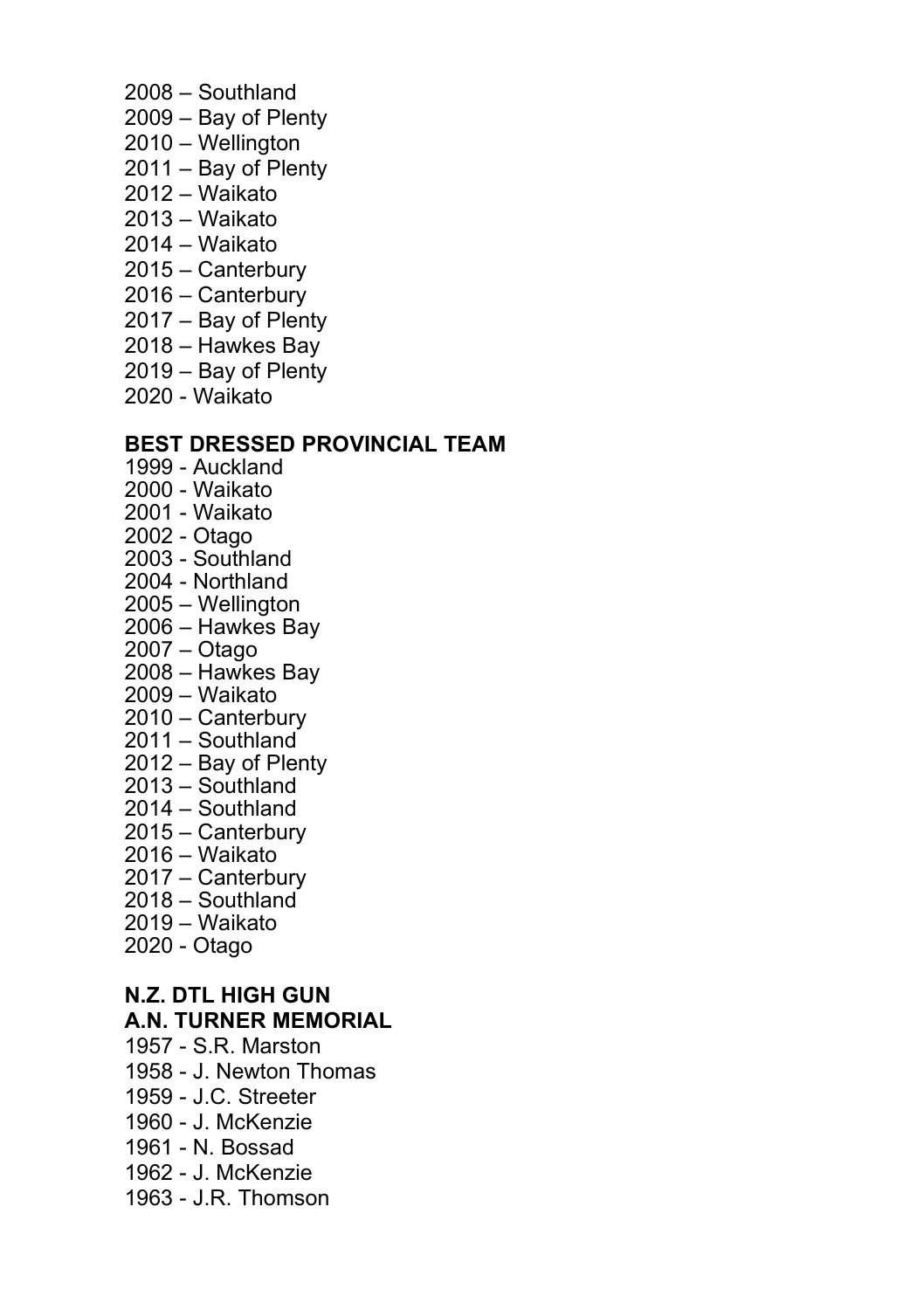2008 – Southland
2009 – Bay of Plenty
2010 – Wellington
2011 – Bay of Plenty
2012 – Waikato
2013 – Waikato
2014 – Waikato
2015 – Canterbury
2016 – Canterbury
2017 – Bay of Plenty
2018 – Hawkes Bay
2019 – Bay of Plenty
2020 - Waikato

**BEST DRESSED PROVINCIAL TEAM**

1999 - Auckland
2000 - Waikato
2001 - Waikato
2002 - Otago
2003 - Southland
2004 - Northland
2005 – Wellington
2006 – Hawkes Bay
2007 – Otago
2008 – Hawkes Bay
2009 – Waikato
2010 – Canterbury
2011 – Southland
2012 – Bay of Plenty
2013 – Southland
2014 – Southland
2015 – Canterbury
2016 – Waikato
2017 – Canterbury
2018 – Southland
2019 – Waikato
2020 - Otago

**N.Z. DTL HIGH GUN**
**A.N. TURNER MEMORIAL**

1957 - S.R. Marston
1958 - J. Newton Thomas
1959 - J.C. Streeter
1960 - J. McKenzie
1961 - N. Bossad
1962 - J. McKenzie
1963 - J.R. Thomson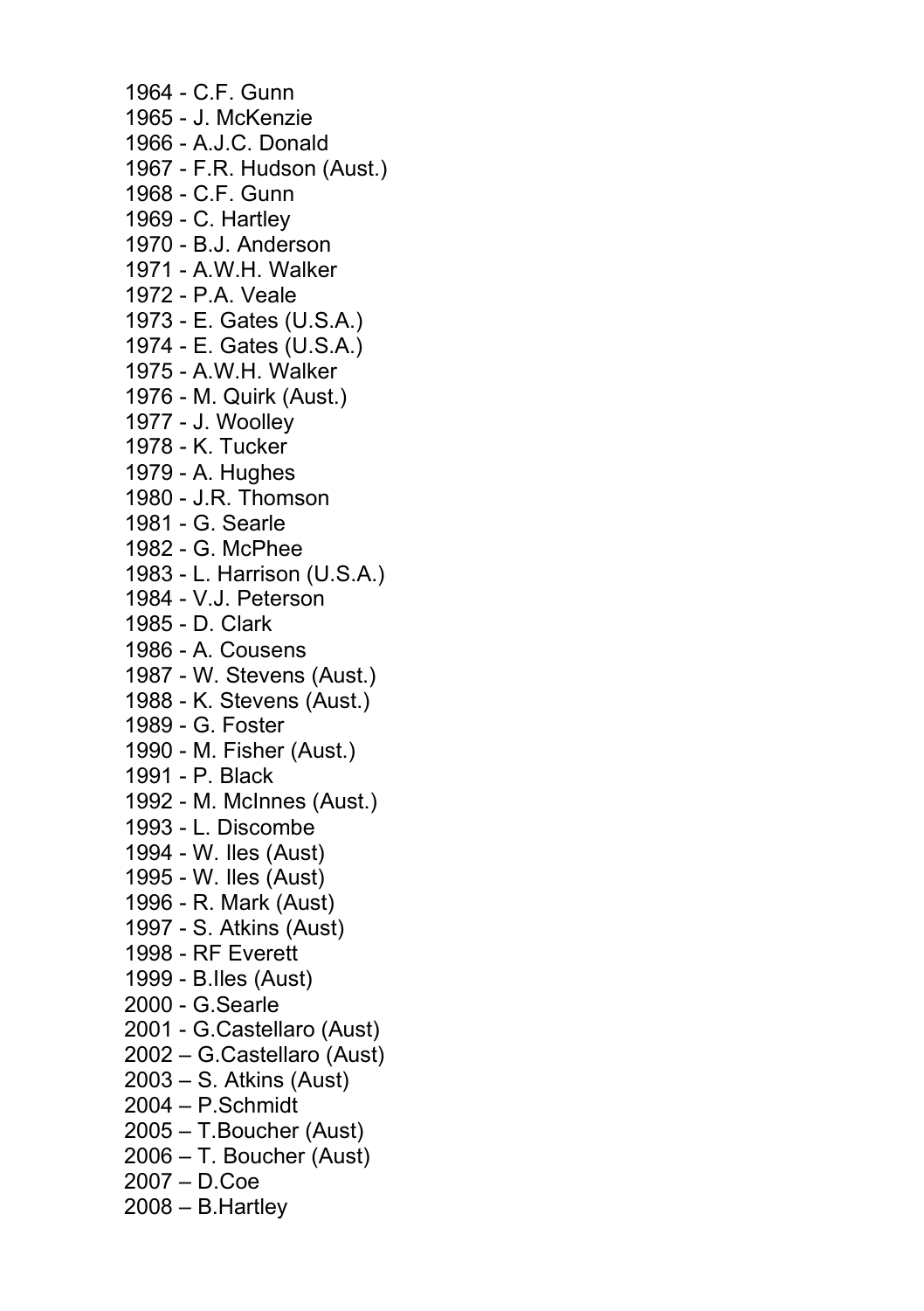1964 - C.F. Gunn
1965 - J. McKenzie
1966 - A.J.C. Donald
1967 - F.R. Hudson (Aust.)
1968 - C.F. Gunn
1969 - C. Hartley
1970 - B.J. Anderson
1971 - A.W.H. Walker
1972 - P.A. Veale
1973 - E. Gates (U.S.A.)
1974 - E. Gates (U.S.A.)
1975 - A.W.H. Walker
1976 - M. Quirk (Aust.)
1977 - J. Woolley
1978 - K. Tucker
1979 - A. Hughes
1980 - J.R. Thomson
1981 - G. Searle
1982 - G. McPhee
1983 - L. Harrison (U.S.A.)
1984 - V.J. Peterson
1985 - D. Clark
1986 - A. Cousens
1987 - W. Stevens (Aust.)
1988 - K. Stevens (Aust.)
1989 - G. Foster
1990 - M. Fisher (Aust.)
1991 - P. Black
1992 - M. McInnes (Aust.)
1993 - L. Discombe
1994 - W. Iles (Aust)
1995 - W. Iles (Aust)
1996 - R. Mark (Aust)
1997 - S. Atkins (Aust)
1998 - RF Everett
1999 - B.Iles (Aust)
2000 - G.Searle
2001 - G.Castellaro (Aust)
2002 – G.Castellaro (Aust)
2003 – S. Atkins (Aust)
2004 – P.Schmidt
2005 – T.Boucher (Aust)
2006 – T. Boucher (Aust)
2007 – D.Coe
2008 – B.Hartley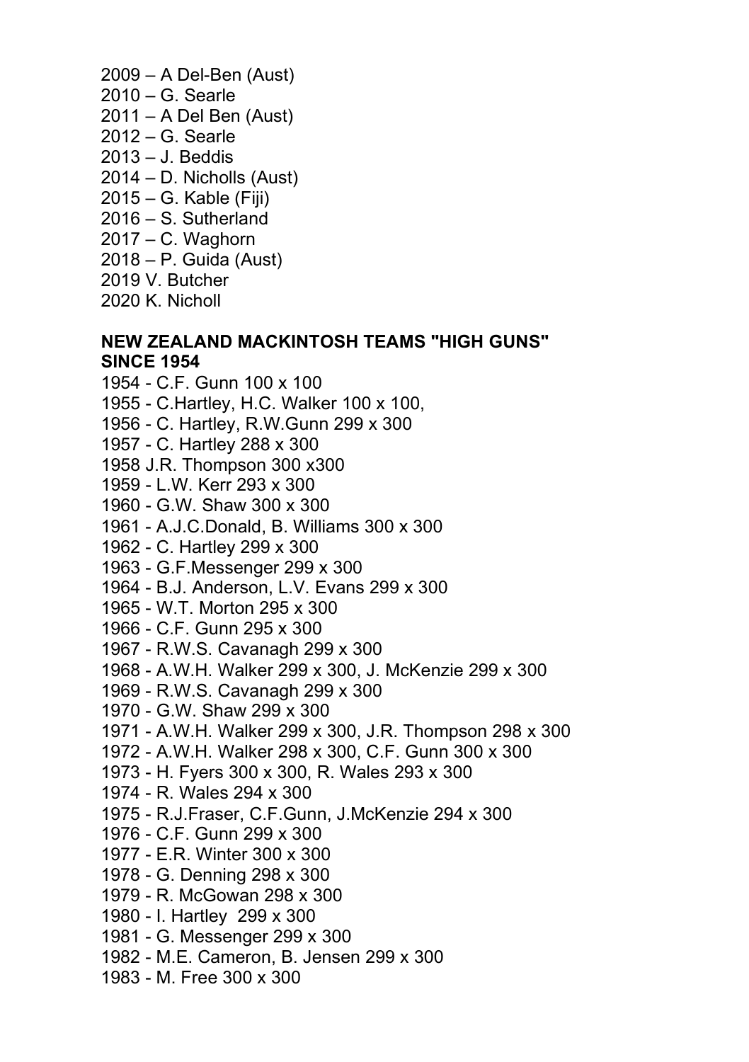2009 – A Del-Ben (Aust)  
2010 – G. Searle  
2011 – A Del Ben (Aust)  
2012 – G. Searle  
2013 – J. Beddis  
2014 – D. Nicholls (Aust)  
2015 – G. Kable (Fiji)  
2016 – S. Sutherland  
2017 – C. Waghorn  
2018 – P. Guida (Aust)  
2019 V. Butcher  
2020 K. Nicholl

**NEW ZEALAND MACKINTOSH TEAMS "HIGH GUNS" SINCE 1954**

1954 - C.F. Gunn 100 x 100  
1955 - C.Hartley, H.C. Walker 100 x 100,  
1956 - C. Hartley, R.W.Gunn 299 x 300  
1957 - C. Hartley 288 x 300  
1958 J.R. Thompson 300 x300  
1959 - L.W. Kerr 293 x 300  
1960 - G.W. Shaw 300 x 300  
1961 - A.J.C.Donald, B. Williams 300 x 300  
1962 - C. Hartley 299 x 300  
1963 - G.F.Messenger 299 x 300  
1964 - B.J. Anderson, L.V. Evans 299 x 300  
1965 - W.T. Morton 295 x 300  
1966 - C.F. Gunn 295 x 300  
1967 - R.W.S. Cavanagh 299 x 300  
1968 - A.W.H. Walker 299 x 300, J. McKenzie 299 x 300  
1969 - R.W.S. Cavanagh 299 x 300  
1970 - G.W. Shaw 299 x 300  
1971 - A.W.H. Walker 299 x 300, J.R. Thompson 298 x 300  
1972 - A.W.H. Walker 298 x 300, C.F. Gunn 300 x 300  
1973 - H. Fyers 300 x 300, R. Wales 293 x 300  
1974 - R. Wales 294 x 300  
1975 - R.J.Fraser, C.F.Gunn, J.McKenzie 294 x 300  
1976 - C.F. Gunn 299 x 300  
1977 - E.R. Winter 300 x 300  
1978 - G. Denning 298 x 300  
1979 - R. McGowan 298 x 300  
1980 - I. Hartley 299 x 300  
1981 - G. Messenger 299 x 300  
1982 - M.E. Cameron, B. Jensen 299 x 300  
1983 - M. Free 300 x 300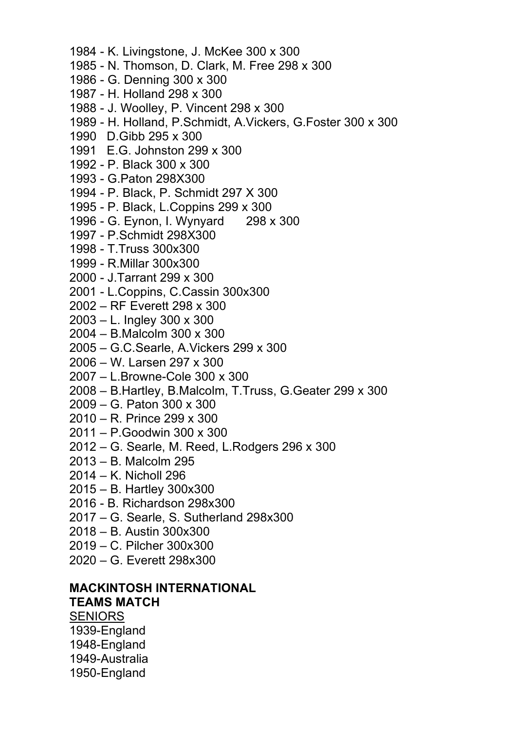1984 - K. Livingstone, J. McKee 300 x 300
1985 - N. Thomson, D. Clark, M. Free 298 x 300
1986 - G. Denning 300 x 300
1987 - H. Holland 298 x 300
1988 - J. Woolley, P. Vincent 298 x 300
1989 - H. Holland, P.Schmidt, A.Vickers, G.Foster 300 x 300
1990 D.Gibb 295 x 300
1991 E.G. Johnston 299 x 300
1992 - P. Black 300 x 300
1993 - G.Paton 298X300
1994 - P. Black, P. Schmidt 297 X 300
1995 - P. Black, L.Coppins 299 x 300
1996 - G. Eynon, I. Wynyard 298 x 300
1997 - P.Schmidt 298X300
1998 - T.Truss 300x300
1999 - R.Millar 300x300
2000 - J.Tarrant 299 x 300
2001 - L.Coppins, C.Cassin 300x300
2002 – RF Everett 298 x 300
2003 – L. Ingley 300 x 300
2004 – B.Malcolm 300 x 300
2005 – G.C.Searle, A.Vickers 299 x 300
2006 – W. Larsen 297 x 300
2007 – L.Browne-Cole 300 x 300
2008 – B.Hartley, B.Malcolm, T.Truss, G.Geater 299 x 300
2009 – G. Paton 300 x 300
2010 – R. Prince 299 x 300
2011 – P.Goodwin 300 x 300
2012 – G. Searle, M. Reed, L.Rodgers 296 x 300
2013 – B. Malcolm 295
2014 – K. Nicholl 296
2015 – B. Hartley 300x300
2016 - B. Richardson 298x300
2017 – G. Searle, S. Sutherland 298x300
2018 – B. Austin 300x300
2019 – C. Pilcher 300x300
2020 – G. Everett 298x300

**MACKINTOSH INTERNATIONAL TEAMS MATCH**

SENIORS

1939-England
1948-England
1949-Australia
1950-England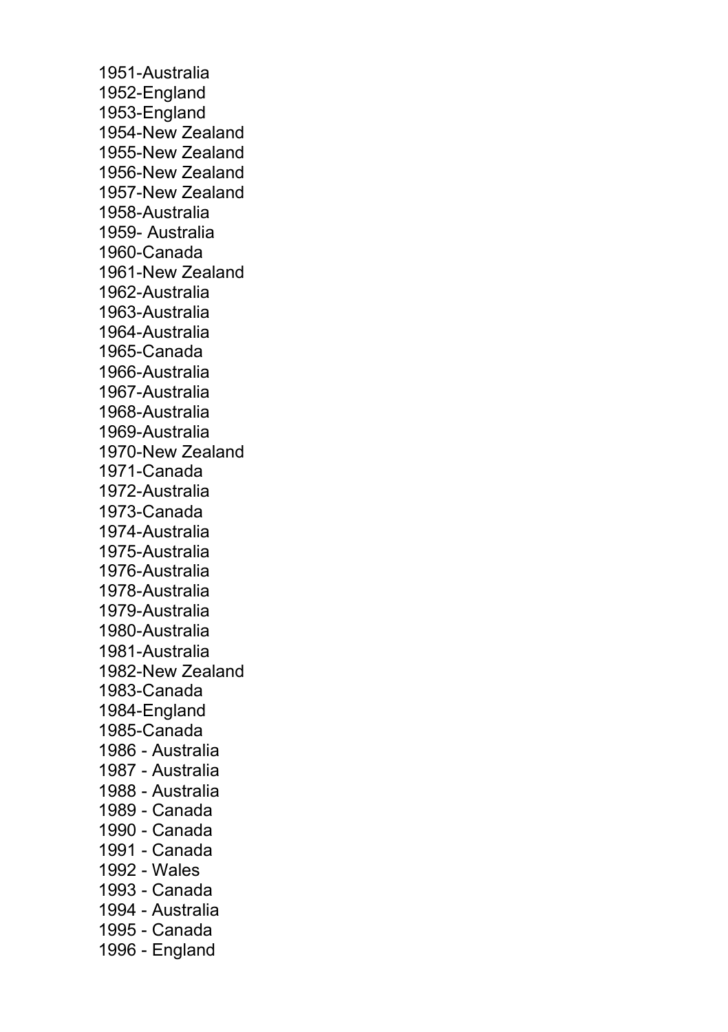1951-Australia
1952-England
1953-England
1954-New Zealand
1955-New Zealand
1956-New Zealand
1957-New Zealand
1958-Australia
1959- Australia
1960-Canada
1961-New Zealand
1962-Australia
1963-Australia
1964-Australia
1965-Canada
1966-Australia
1967-Australia
1968-Australia
1969-Australia
1970-New Zealand
1971-Canada
1972-Australia
1973-Canada
1974-Australia
1975-Australia
1976-Australia
1978-Australia
1979-Australia
1980-Australia
1981-Australia
1982-New Zealand
1983-Canada
1984-England
1985-Canada
1986 - Australia
1987 - Australia
1988 - Australia
1989 - Canada
1990 - Canada
1991 - Canada
1992 - Wales
1993 - Canada
1994 - Australia
1995 - Canada
1996 - England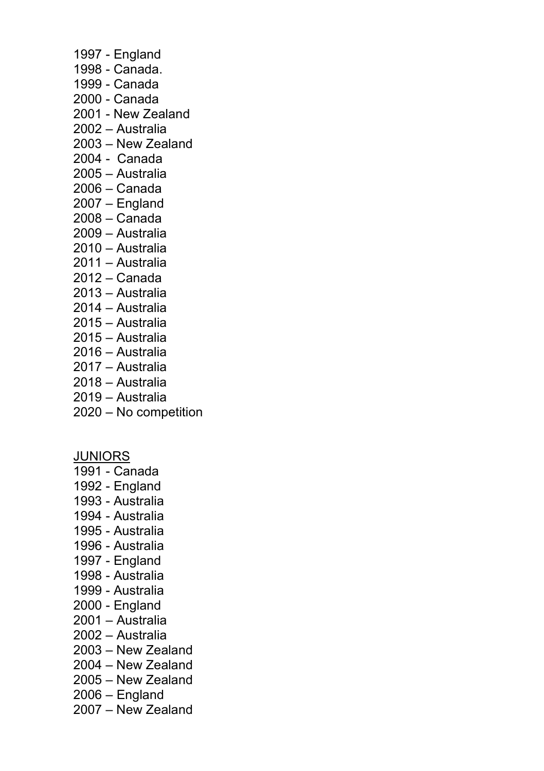1997 - England
1998 - Canada.
1999 - Canada
2000 - Canada
2001 - New Zealand
2002 – Australia
2003 – New Zealand
2004 - Canada
2005 – Australia
2006 – Canada
2007 – England
2008 – Canada
2009 – Australia
2010 – Australia
2011 – Australia
2012 – Canada
2013 – Australia
2014 – Australia
2015 – Australia
2015 – Australia
2016 – Australia
2017 – Australia
2018 – Australia
2019 – Australia
2020 – No competition

<u>JUNIORS</u>

1991 - Canada
1992 - England
1993 - Australia
1994 - Australia
1995 - Australia
1996 - Australia
1997 - England
1998 - Australia
1999 - Australia
2000 - England
2001 – Australia
2002 – Australia
2003 – New Zealand
2004 – New Zealand
2005 – New Zealand
2006 – England
2007 – New Zealand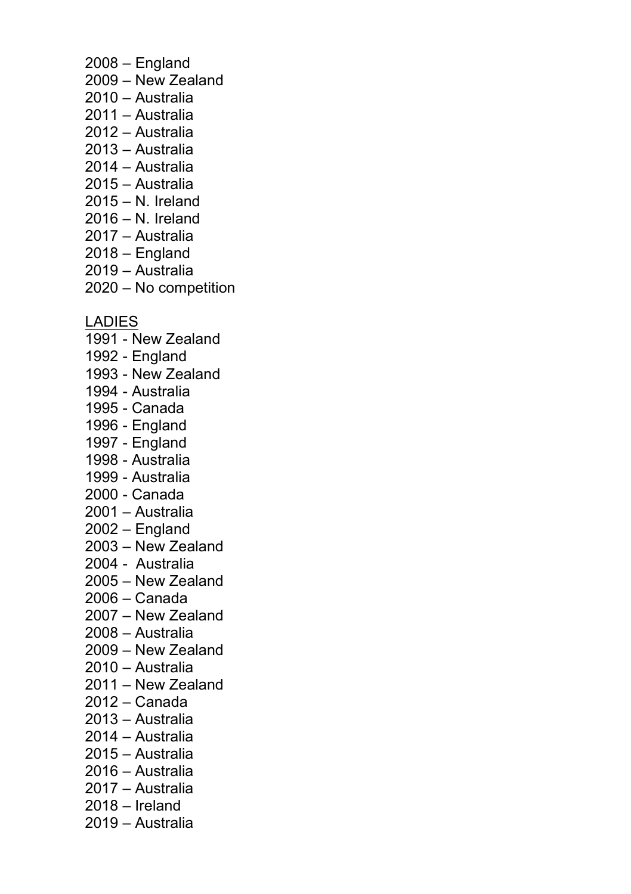2008 – England
2009 – New Zealand
2010 – Australia
2011 – Australia
2012 – Australia
2013 – Australia
2014 – Australia
2015 – Australia
2015 – N. Ireland
2016 – N. Ireland
2017 – Australia
2018 – England
2019 – Australia
2020 – No competition

<u>LADIES</u>

1991 - New Zealand
1992 - England
1993 - New Zealand
1994 - Australia
1995 - Canada
1996 - England
1997 - England
1998 - Australia
1999 - Australia
2000 - Canada
2001 – Australia
2002 – England
2003 – New Zealand
2004 - Australia
2005 – New Zealand
2006 – Canada
2007 – New Zealand
2008 – Australia
2009 – New Zealand
2010 – Australia
2011 – New Zealand
2012 – Canada
2013 – Australia
2014 – Australia
2015 – Australia
2016 – Australia
2017 – Australia
2018 – Ireland
2019 – Australia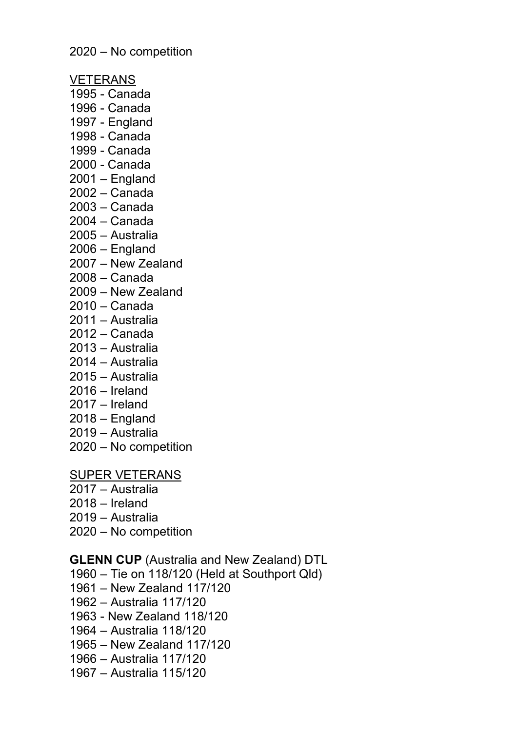2020 – No competition

VETERANS

1995 - Canada
1996 - Canada
1997 - England
1998 - Canada
1999 - Canada
2000 - Canada
2001 – England
2002 – Canada
2003 – Canada
2004 – Canada
2005 – Australia
2006 – England
2007 – New Zealand
2008 – Canada
2009 – New Zealand
2010 – Canada
2011 – Australia
2012 – Canada
2013 – Australia
2014 – Australia
2015 – Australia
2016 – Ireland
2017 – Ireland
2018 – England
2019 – Australia
2020 – No competition

SUPER VETERANS

2017 – Australia
2018 – Ireland
2019 – Australia
2020 – No competition

**GLENN CUP** (Australia and New Zealand) DTL

1960 – Tie on 118/120 (Held at Southport Qld)
1961 – New Zealand 117/120
1962 – Australia 117/120
1963 - New Zealand 118/120
1964 – Australia 118/120
1965 – New Zealand 117/120
1966 – Australia 117/120
1967 – Australia 115/120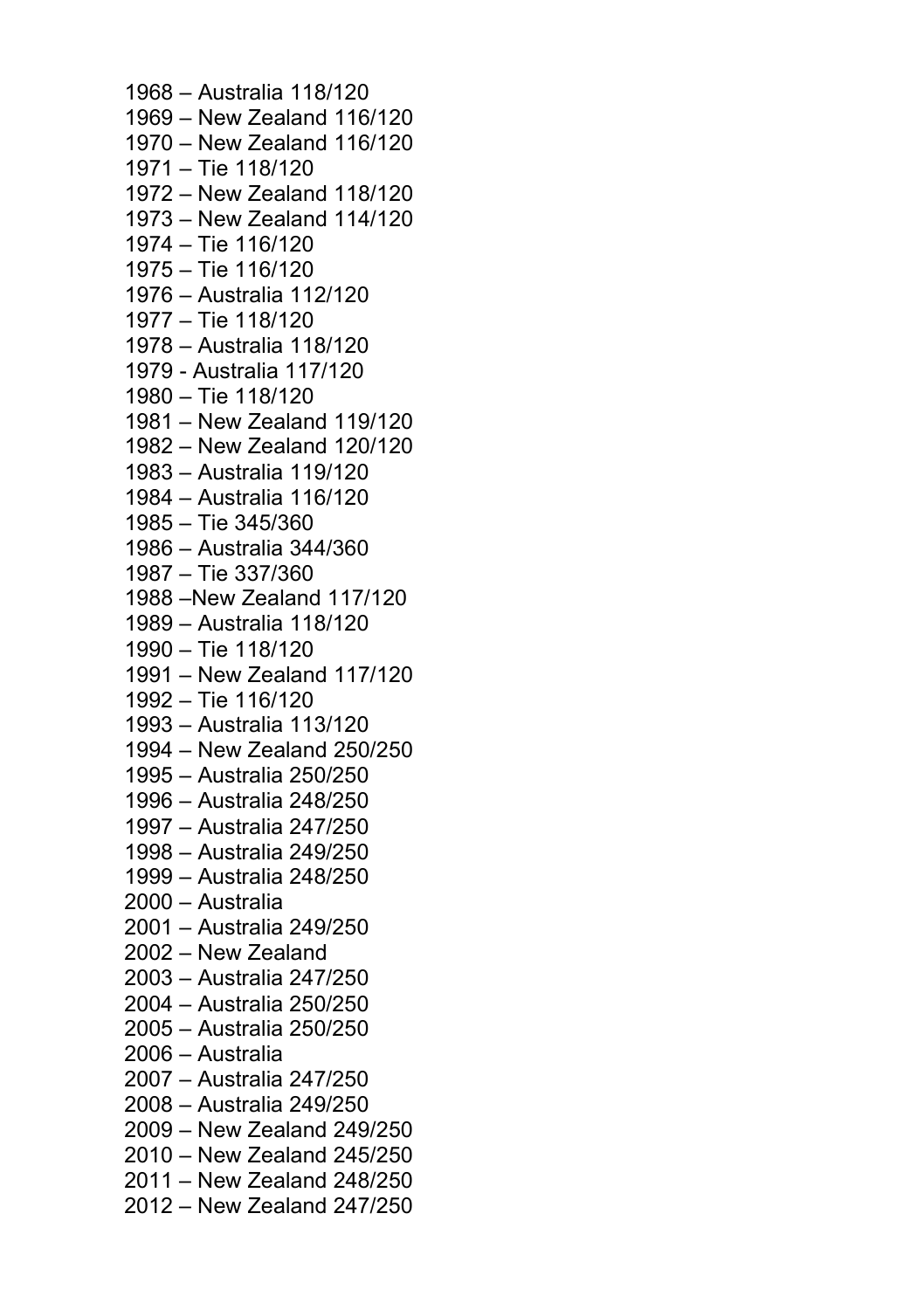1968 – Australia 118/120
1969 – New Zealand 116/120
1970 – New Zealand 116/120
1971 – Tie 118/120
1972 – New Zealand 118/120
1973 – New Zealand 114/120
1974 – Tie 116/120
1975 – Tie 116/120
1976 – Australia 112/120
1977 – Tie 118/120
1978 – Australia 118/120
1979 - Australia 117/120
1980 – Tie 118/120
1981 – New Zealand 119/120
1982 – New Zealand 120/120
1983 – Australia 119/120
1984 – Australia 116/120
1985 – Tie 345/360
1986 – Australia 344/360
1987 – Tie 337/360
1988 –New Zealand 117/120
1989 – Australia 118/120
1990 – Tie 118/120
1991 – New Zealand 117/120
1992 – Tie 116/120
1993 – Australia 113/120
1994 – New Zealand 250/250
1995 – Australia 250/250
1996 – Australia 248/250
1997 – Australia 247/250
1998 – Australia 249/250
1999 – Australia 248/250
2000 – Australia
2001 – Australia 249/250
2002 – New Zealand
2003 – Australia 247/250
2004 – Australia 250/250
2005 – Australia 250/250
2006 – Australia
2007 – Australia 247/250
2008 – Australia 249/250
2009 – New Zealand 249/250
2010 – New Zealand 245/250
2011 – New Zealand 248/250
2012 – New Zealand 247/250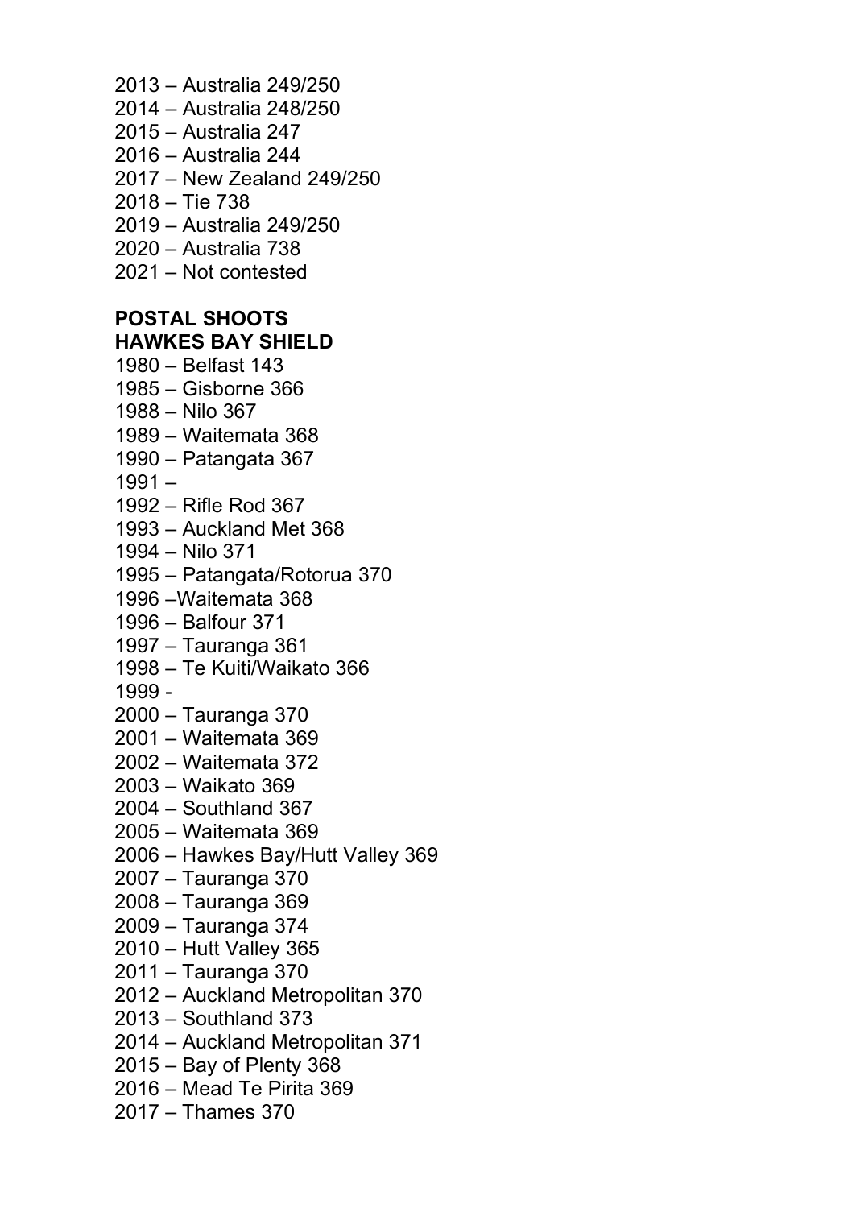2013 – Australia 249/250
2014 – Australia 248/250
2015 – Australia 247
2016 – Australia 244
2017 – New Zealand 249/250
2018 – Tie 738
2019 – Australia 249/250
2020 – Australia 738
2021 – Not contested

**POSTAL SHOOTS**
**HAWKES BAY SHIELD**

1980 – Belfast 143
1985 – Gisborne 366
1988 – Nilo 367
1989 – Waitemata 368
1990 – Patangata 367
1991 –
1992 – Rifle Rod 367
1993 – Auckland Met 368
1994 – Nilo 371
1995 – Patangata/Rotorua 370
1996 –Waitemata 368
1996 – Balfour 371
1997 – Tauranga 361
1998 – Te Kuiti/Waikato 366
1999 -
2000 – Tauranga 370
2001 – Waitemata 369
2002 – Waitemata 372
2003 – Waikato 369
2004 – Southland 367
2005 – Waitemata 369
2006 – Hawkes Bay/Hutt Valley 369
2007 – Tauranga 370
2008 – Tauranga 369
2009 – Tauranga 374
2010 – Hutt Valley 365
2011 – Tauranga 370
2012 – Auckland Metropolitan 370
2013 – Southland 373
2014 – Auckland Metropolitan 371
2015 – Bay of Plenty 368
2016 – Mead Te Pirita 369
2017 – Thames 370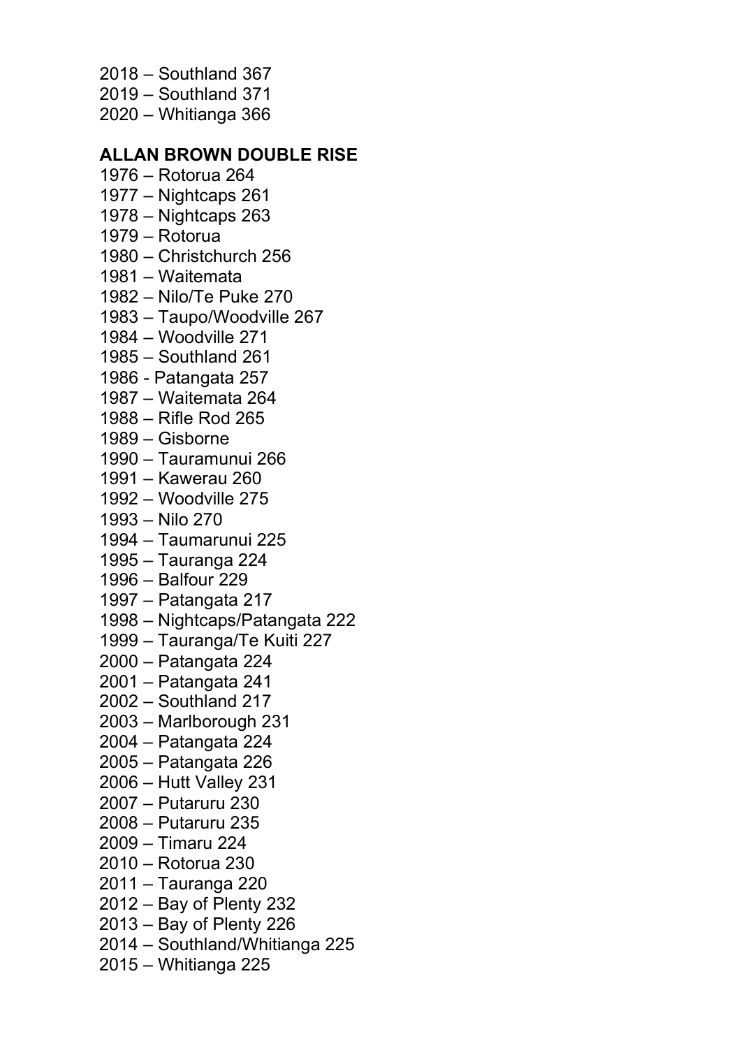2018 – Southland 367
2019 – Southland 371
2020 – Whitianga 366

**ALLAN BROWN DOUBLE RISE**

1976 – Rotorua 264
1977 – Nightcaps 261
1978 – Nightcaps 263
1979 – Rotorua
1980 – Christchurch 256
1981 – Waitemata
1982 – Nilo/Te Puke 270
1983 – Taupo/Woodville 267
1984 – Woodville 271
1985 – Southland 261
1986 - Patangata 257
1987 – Waitemata 264
1988 – Rifle Rod 265
1989 – Gisborne
1990 – Tauramunui 266
1991 – Kawerau 260
1992 – Woodville 275
1993 – Nilo 270
1994 – Taumarunui 225
1995 – Tauranga 224
1996 – Balfour 229
1997 – Patangata 217
1998 – Nightcaps/Patangata 222
1999 – Tauranga/Te Kuiti 227
2000 – Patangata 224
2001 – Patangata 241
2002 – Southland 217
2003 – Marlborough 231
2004 – Patangata 224
2005 – Patangata 226
2006 – Hutt Valley 231
2007 – Putaruru 230
2008 – Putaruru 235
2009 – Timaru 224
2010 – Rotorua 230
2011 – Tauranga 220
2012 – Bay of Plenty 232
2013 – Bay of Plenty 226
2014 – Southland/Whitianga 225
2015 – Whitianga 225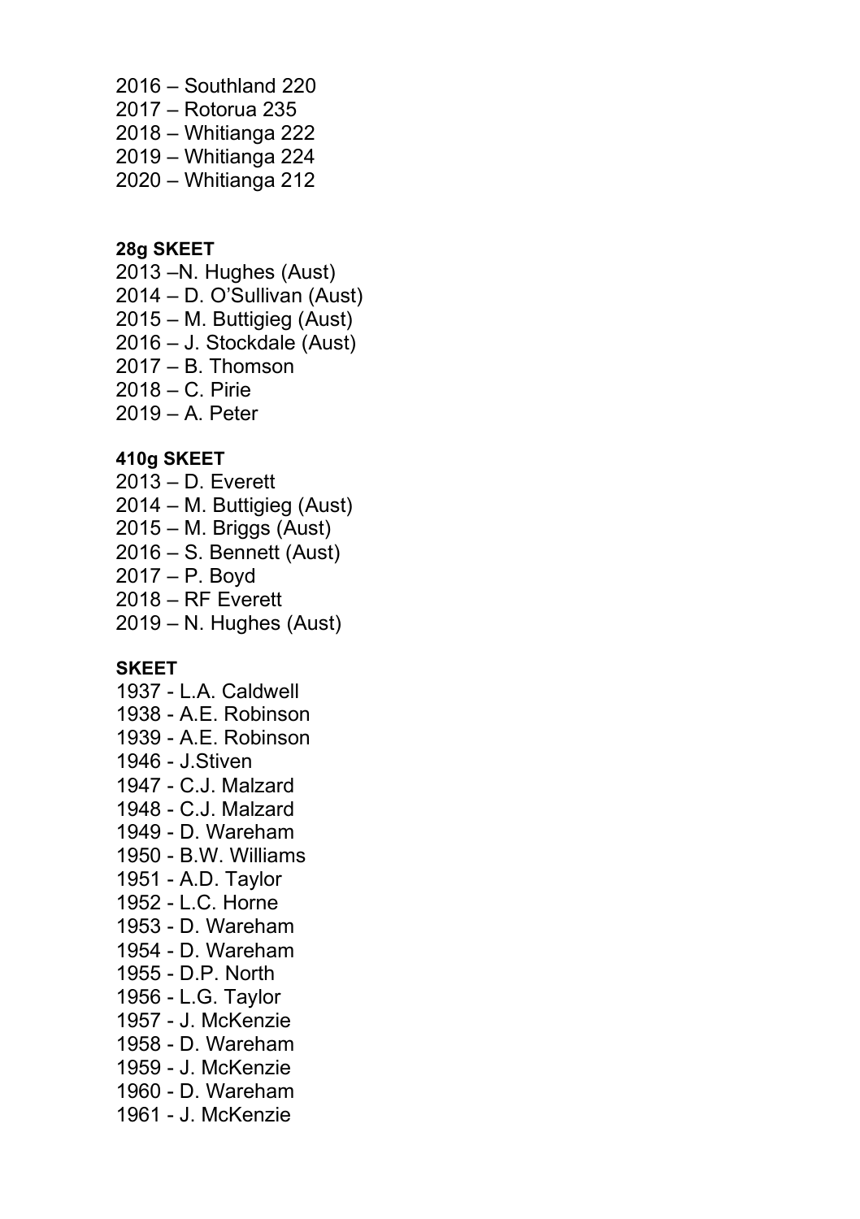2016 – Southland 220
2017 – Rotorua 235
2018 – Whitianga 222
2019 – Whitianga 224
2020 – Whitianga 212

**28g SKEET**

2013 –N. Hughes (Aust)
2014 – D. O'Sullivan (Aust)
2015 – M. Buttigieg (Aust)
2016 – J. Stockdale (Aust)
2017 – B. Thomson
2018 – C. Pirie
2019 – A. Peter

**410g SKEET**

2013 – D. Everett
2014 – M. Buttigieg (Aust)
2015 – M. Briggs (Aust)
2016 – S. Bennett (Aust)
2017 – P. Boyd
2018 – RF Everett
2019 – N. Hughes (Aust)

**SKEET**

1937 - L.A. Caldwell
1938 - A.E. Robinson
1939 - A.E. Robinson
1946 - J.Stiven
1947 - C.J. Malzard
1948 - C.J. Malzard
1949 - D. Wareham
1950 - B.W. Williams
1951 - A.D. Taylor
1952 - L.C. Horne
1953 - D. Wareham
1954 - D. Wareham
1955 - D.P. North
1956 - L.G. Taylor
1957 - J. McKenzie
1958 - D. Wareham
1959 - J. McKenzie
1960 - D. Wareham
1961 - J. McKenzie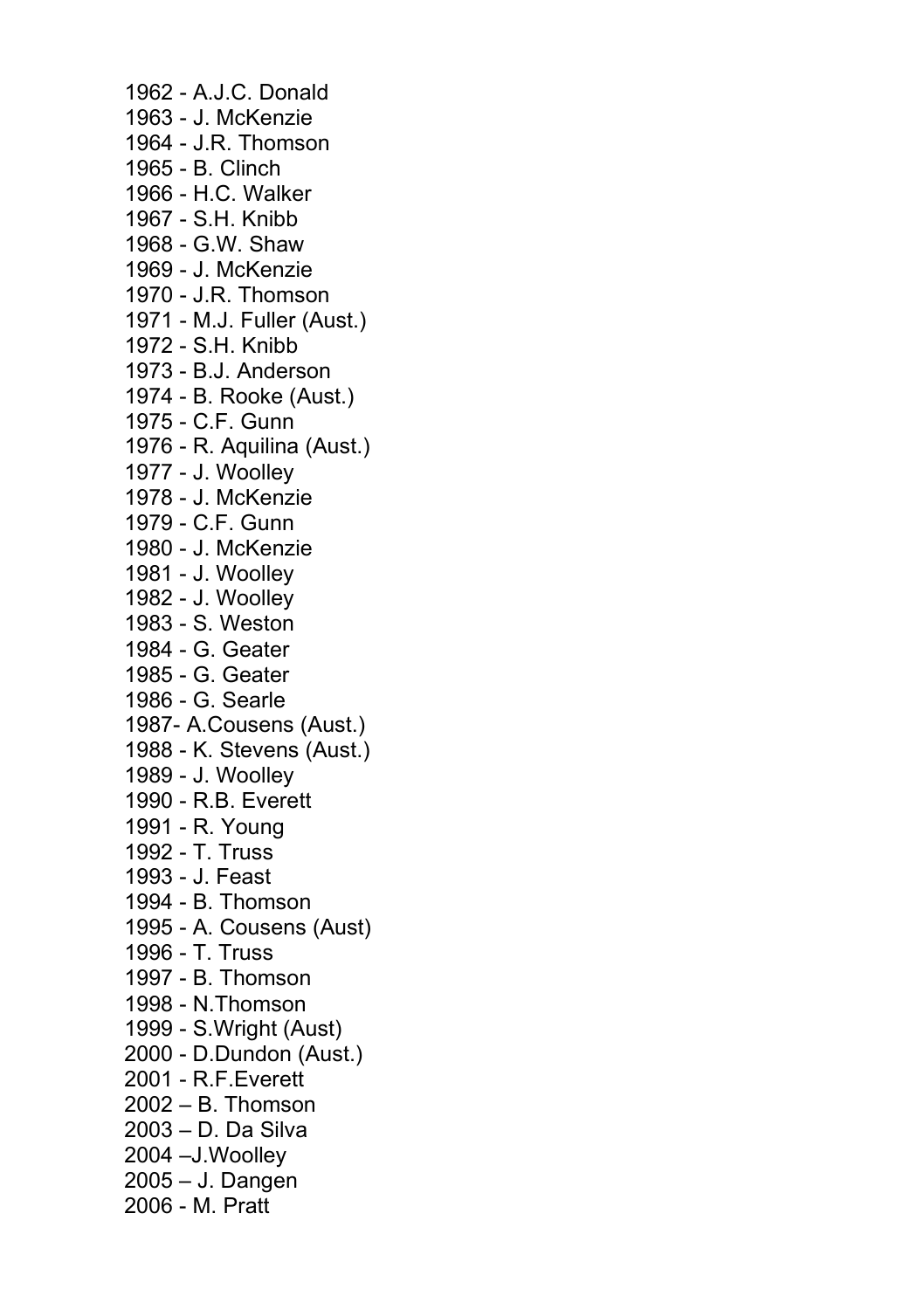1962 - A.J.C. Donald
1963 - J. McKenzie
1964 - J.R. Thomson
1965 - B. Clinch
1966 - H.C. Walker
1967 - S.H. Knibb
1968 - G.W. Shaw
1969 - J. McKenzie
1970 - J.R. Thomson
1971 - M.J. Fuller (Aust.)
1972 - S.H. Knibb
1973 - B.J. Anderson
1974 - B. Rooke (Aust.)
1975 - C.F. Gunn
1976 - R. Aquilina (Aust.)
1977 - J. Woolley
1978 - J. McKenzie
1979 - C.F. Gunn
1980 - J. McKenzie
1981 - J. Woolley
1982 - J. Woolley
1983 - S. Weston
1984 - G. Geater
1985 - G. Geater
1986 - G. Searle
1987- A.Cousens (Aust.)
1988 - K. Stevens (Aust.)
1989 - J. Woolley
1990 - R.B. Everett
1991 - R. Young
1992 - T. Truss
1993 - J. Feast
1994 - B. Thomson
1995 - A. Cousens (Aust)
1996 - T. Truss
1997 - B. Thomson
1998 - N.Thomson
1999 - S.Wright (Aust)
2000 - D.Dundon (Aust.)
2001 - R.F.Everett
2002 – B. Thomson
2003 – D. Da Silva
2004 –J.Woolley
2005 – J. Dangen
2006 - M. Pratt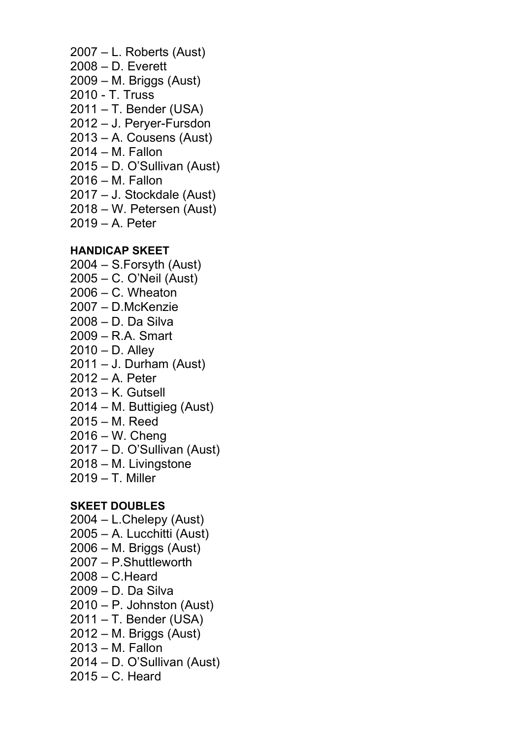2007 – L. Roberts (Aust)
2008 – D. Everett
2009 – M. Briggs (Aust)
2010 - T. Truss
2011 – T. Bender (USA)
2012 – J. Peryer-Fursdon
2013 – A. Cousens (Aust)
2014 – M. Fallon
2015 – D. O'Sullivan (Aust)
2016 – M. Fallon
2017 – J. Stockdale (Aust)
2018 – W. Petersen (Aust)
2019 – A. Peter

**HANDICAP SKEET**
2004 – S.Forsyth (Aust)
2005 – C. O'Neil (Aust)
2006 – C. Wheaton
2007 – D.McKenzie
2008 – D. Da Silva
2009 – R.A. Smart
2010 – D. Alley
2011 – J. Durham (Aust)
2012 – A. Peter
2013 – K. Gutsell
2014 – M. Buttigieg (Aust)
2015 – M. Reed
2016 – W. Cheng
2017 – D. O'Sullivan (Aust)
2018 – M. Livingstone
2019 – T. Miller

**SKEET DOUBLES**
2004 – L.Chelepy (Aust)
2005 – A. Lucchitti (Aust)
2006 – M. Briggs (Aust)
2007 – P.Shuttleworth
2008 – C.Heard
2009 – D. Da Silva
2010 – P. Johnston (Aust)
2011 – T. Bender (USA)
2012 – M. Briggs (Aust)
2013 – M. Fallon
2014 – D. O'Sullivan (Aust)
2015 – C. Heard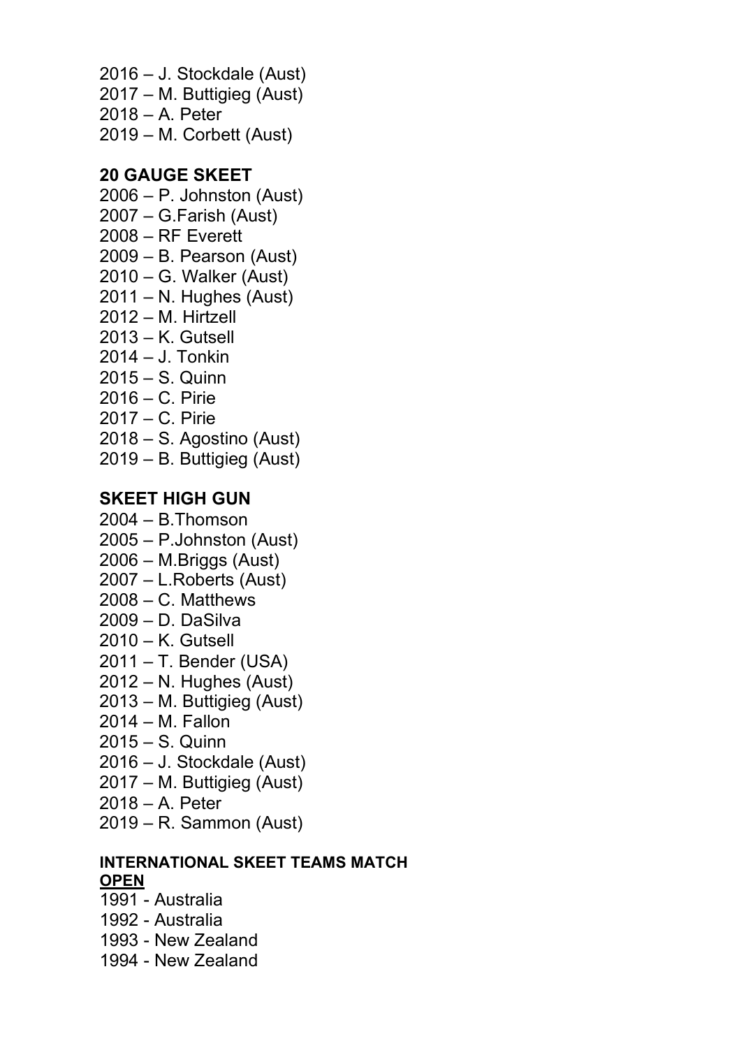2016 – J. Stockdale (Aust)
2017 – M. Buttigieg (Aust)
2018 – A. Peter
2019 – M. Corbett (Aust)

**20 GAUGE SKEET**

2006 – P. Johnston (Aust)
2007 – G.Farish (Aust)
2008 – RF Everett
2009 – B. Pearson (Aust)
2010 – G. Walker (Aust)
2011 – N. Hughes (Aust)
2012 – M. Hirtzell
2013 – K. Gutsell
2014 – J. Tonkin
2015 – S. Quinn
2016 – C. Pirie
2017 – C. Pirie
2018 – S. Agostino (Aust)
2019 – B. Buttigieg (Aust)

**SKEET HIGH GUN**

2004 – B.Thomson
2005 – P.Johnston (Aust)
2006 – M.Briggs (Aust)
2007 – L.Roberts (Aust)
2008 – C. Matthews
2009 – D. DaSilva
2010 – K. Gutsell
2011 – T. Bender (USA)
2012 – N. Hughes (Aust)
2013 – M. Buttigieg (Aust)
2014 – M. Fallon
2015 – S. Quinn
2016 – J. Stockdale (Aust)
2017 – M. Buttigieg (Aust)
2018 – A. Peter
2019 – R. Sammon (Aust)

**INTERNATIONAL SKEET TEAMS MATCH**
**OPEN**

1991 - Australia
1992 - Australia
1993 - New Zealand
1994 - New Zealand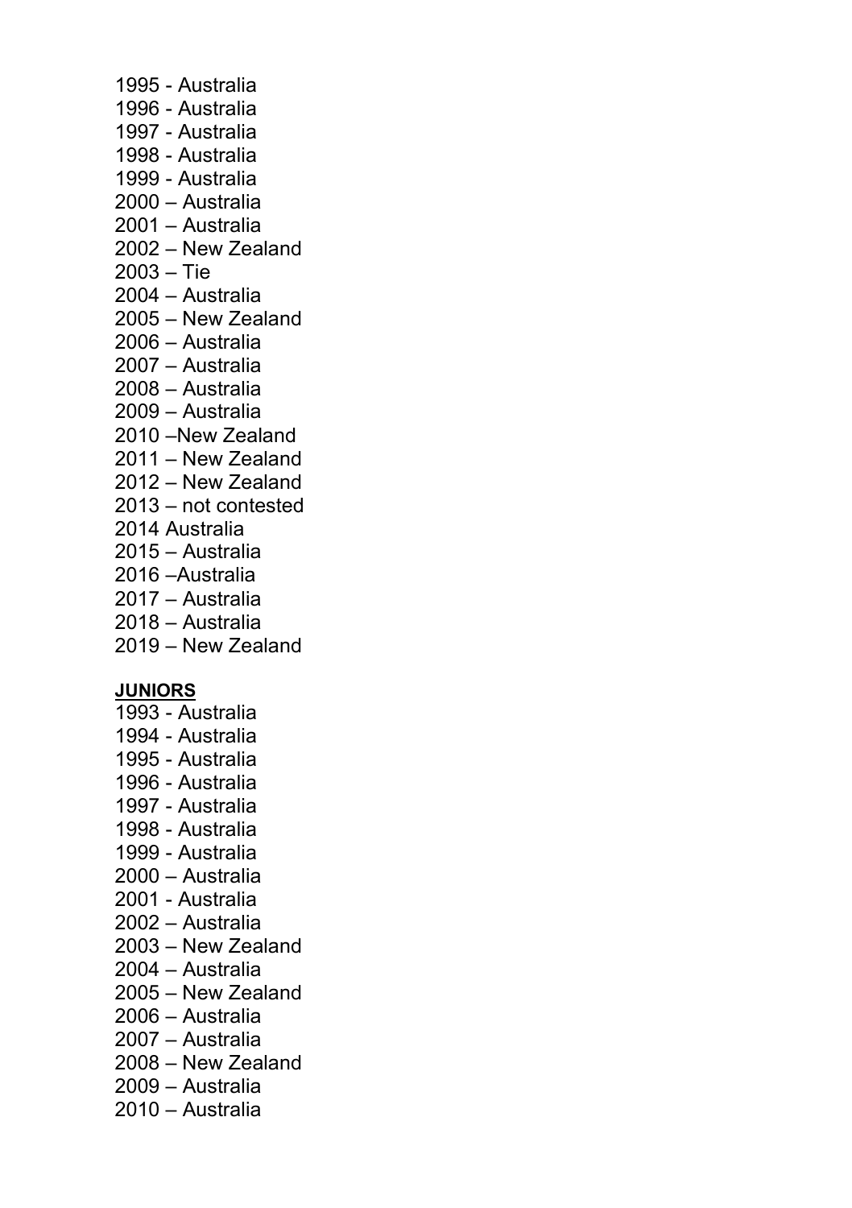1995 - Australia
1996 - Australia
1997 - Australia
1998 - Australia
1999 - Australia
2000 – Australia
2001 – Australia
2002 – New Zealand
2003 – Tie
2004 – Australia
2005 – New Zealand
2006 – Australia
2007 – Australia
2008 – Australia
2009 – Australia
2010 –New Zealand
2011 – New Zealand
2012 – New Zealand
2013 – not contested
2014 Australia
2015 – Australia
2016 –Australia
2017 – Australia
2018 – Australia
2019 – New Zealand

**JUNIORS**

1993 - Australia
1994 - Australia
1995 - Australia
1996 - Australia
1997 - Australia
1998 - Australia
1999 - Australia
2000 – Australia
2001 - Australia
2002 – Australia
2003 – New Zealand
2004 – Australia
2005 – New Zealand
2006 – Australia
2007 – Australia
2008 – New Zealand
2009 – Australia
2010 – Australia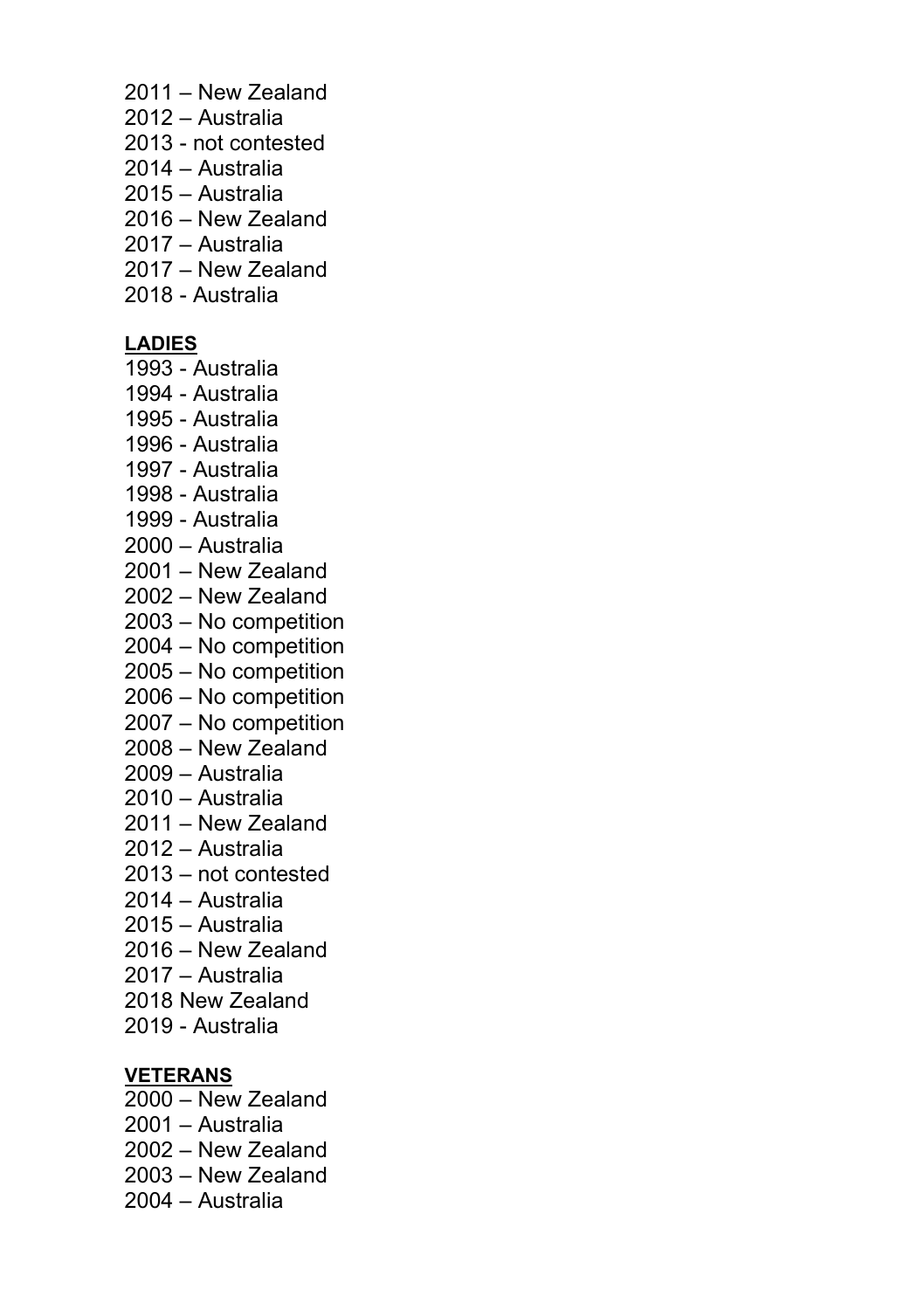2011 – New Zealand
2012 – Australia
2013 - not contested
2014 – Australia
2015 – Australia
2016 – New Zealand
2017 – Australia
2017 – New Zealand
2018 - Australia

**LADIES**

1993 - Australia
1994 - Australia
1995 - Australia
1996 - Australia
1997 - Australia
1998 - Australia
1999 - Australia
2000 – Australia
2001 – New Zealand
2002 – New Zealand
2003 – No competition
2004 – No competition
2005 – No competition
2006 – No competition
2007 – No competition
2008 – New Zealand
2009 – Australia
2010 – Australia
2011 – New Zealand
2012 – Australia
2013 – not contested
2014 – Australia
2015 – Australia
2016 – New Zealand
2017 – Australia
2018 New Zealand
2019 - Australia

**VETERANS**

2000 – New Zealand
2001 – Australia
2002 – New Zealand
2003 – New Zealand
2004 – Australia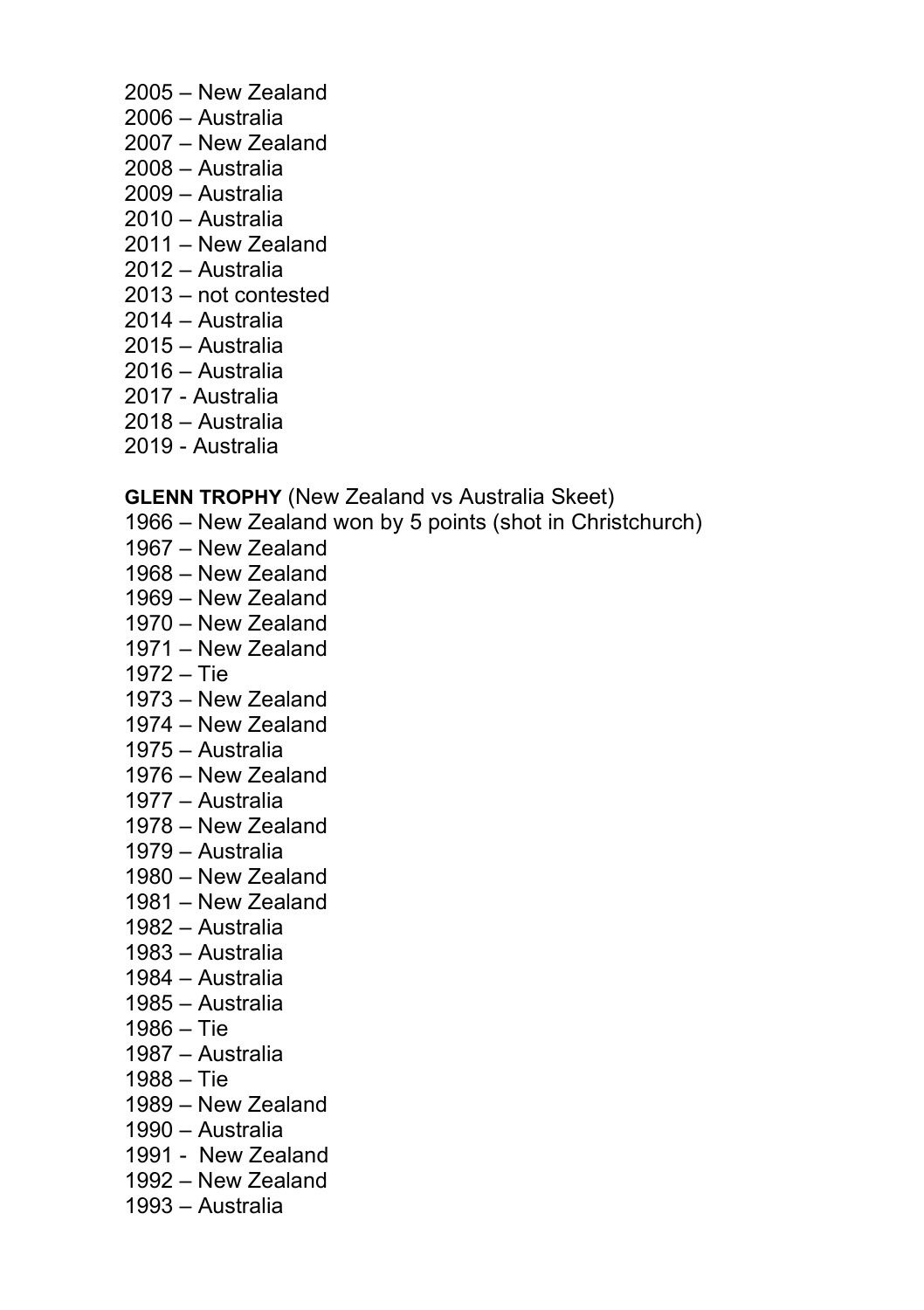2005 – New Zealand
2006 – Australia
2007 – New Zealand
2008 – Australia
2009 – Australia
2010 – Australia
2011 – New Zealand
2012 – Australia
2013 – not contested
2014 – Australia
2015 – Australia
2016 – Australia
2017 - Australia
2018 – Australia
2019 - Australia

**GLENN TROPHY** (New Zealand vs Australia Skeet)
1966 – New Zealand won by 5 points (shot in Christchurch)
1967 – New Zealand
1968 – New Zealand
1969 – New Zealand
1970 – New Zealand
1971 – New Zealand
1972 – Tie
1973 – New Zealand
1974 – New Zealand
1975 – Australia
1976 – New Zealand
1977 – Australia
1978 – New Zealand
1979 – Australia
1980 – New Zealand
1981 – New Zealand
1982 – Australia
1983 – Australia
1984 – Australia
1985 – Australia
1986 – Tie
1987 – Australia
1988 – Tie
1989 – New Zealand
1990 – Australia
1991 - New Zealand
1992 – New Zealand
1993 – Australia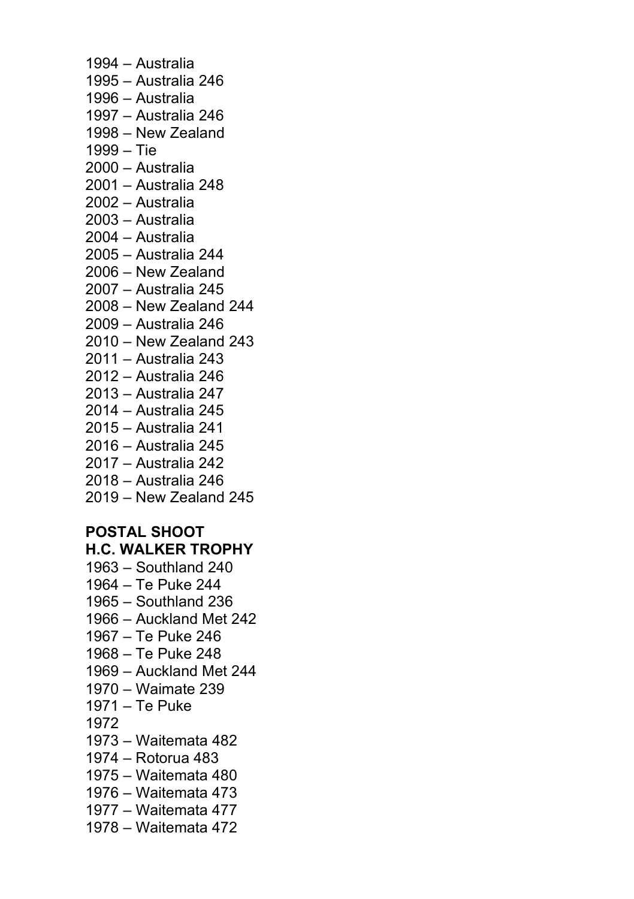1994 – Australia
1995 – Australia 246
1996 – Australia
1997 – Australia 246
1998 – New Zealand
1999 – Tie
2000 – Australia
2001 – Australia 248
2002 – Australia
2003 – Australia
2004 – Australia
2005 – Australia 244
2006 – New Zealand
2007 – Australia 245
2008 – New Zealand 244
2009 – Australia 246
2010 – New Zealand 243
2011 – Australia 243
2012 – Australia 246
2013 – Australia 247
2014 – Australia 245
2015 – Australia 241
2016 – Australia 245
2017 – Australia 242
2018 – Australia 246
2019 – New Zealand 245

**POSTAL SHOOT**
**H.C. WALKER TROPHY**

1963 – Southland 240
1964 – Te Puke 244
1965 – Southland 236
1966 – Auckland Met 242
1967 – Te Puke 246
1968 – Te Puke 248
1969 – Auckland Met 244
1970 – Waimate 239
1971 – Te Puke
1972
1973 – Waitemata 482
1974 – Rotorua 483
1975 – Waitemata 480
1976 – Waitemata 473
1977 – Waitemata 477
1978 – Waitemata 472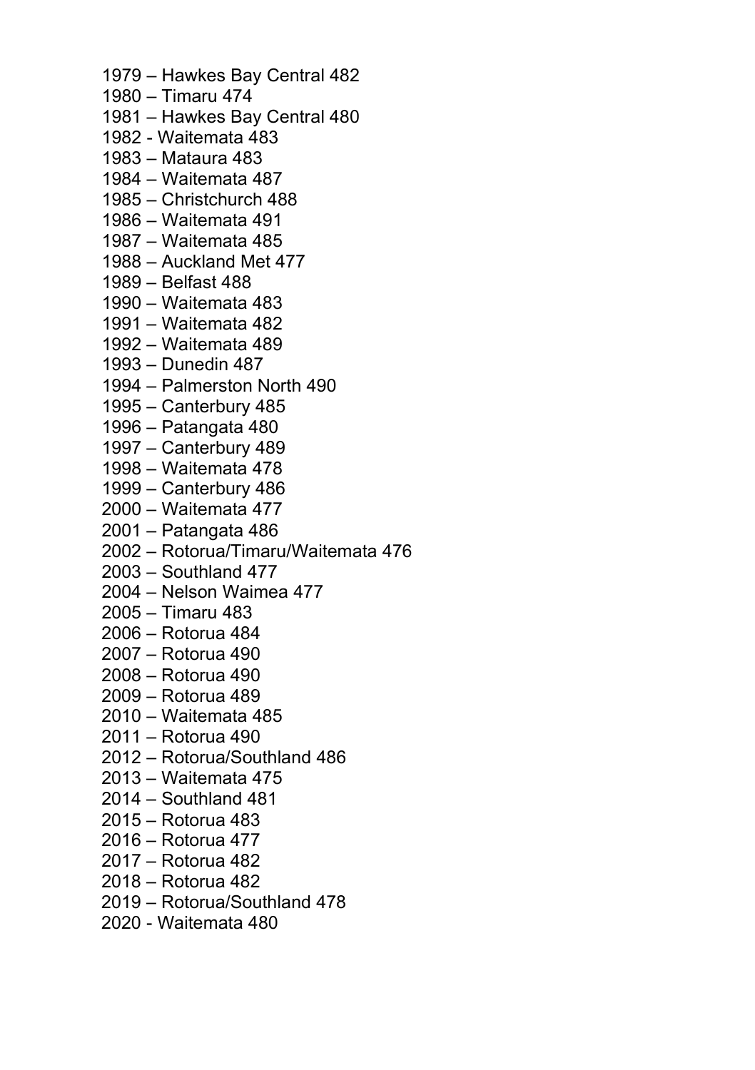1979 – Hawkes Bay Central 482
1980 – Timaru 474
1981 – Hawkes Bay Central 480
1982 - Waitemata 483
1983 – Mataura 483
1984 – Waitemata 487
1985 – Christchurch 488
1986 – Waitemata 491
1987 – Waitemata 485
1988 – Auckland Met 477
1989 – Belfast 488
1990 – Waitemata 483
1991 – Waitemata 482
1992 – Waitemata 489
1993 – Dunedin 487
1994 – Palmerston North 490
1995 – Canterbury 485
1996 – Patangata 480
1997 – Canterbury 489
1998 – Waitemata 478
1999 – Canterbury 486
2000 – Waitemata 477
2001 – Patangata 486
2002 – Rotorua/Timaru/Waitemata 476
2003 – Southland 477
2004 – Nelson Waimea 477
2005 – Timaru 483
2006 – Rotorua 484
2007 – Rotorua 490
2008 – Rotorua 490
2009 – Rotorua 489
2010 – Waitemata 485
2011 – Rotorua 490
2012 – Rotorua/Southland 486
2013 – Waitemata 475
2014 – Southland 481
2015 – Rotorua 483
2016 – Rotorua 477
2017 – Rotorua 482
2018 – Rotorua 482
2019 – Rotorua/Southland 478
2020 - Waitemata 480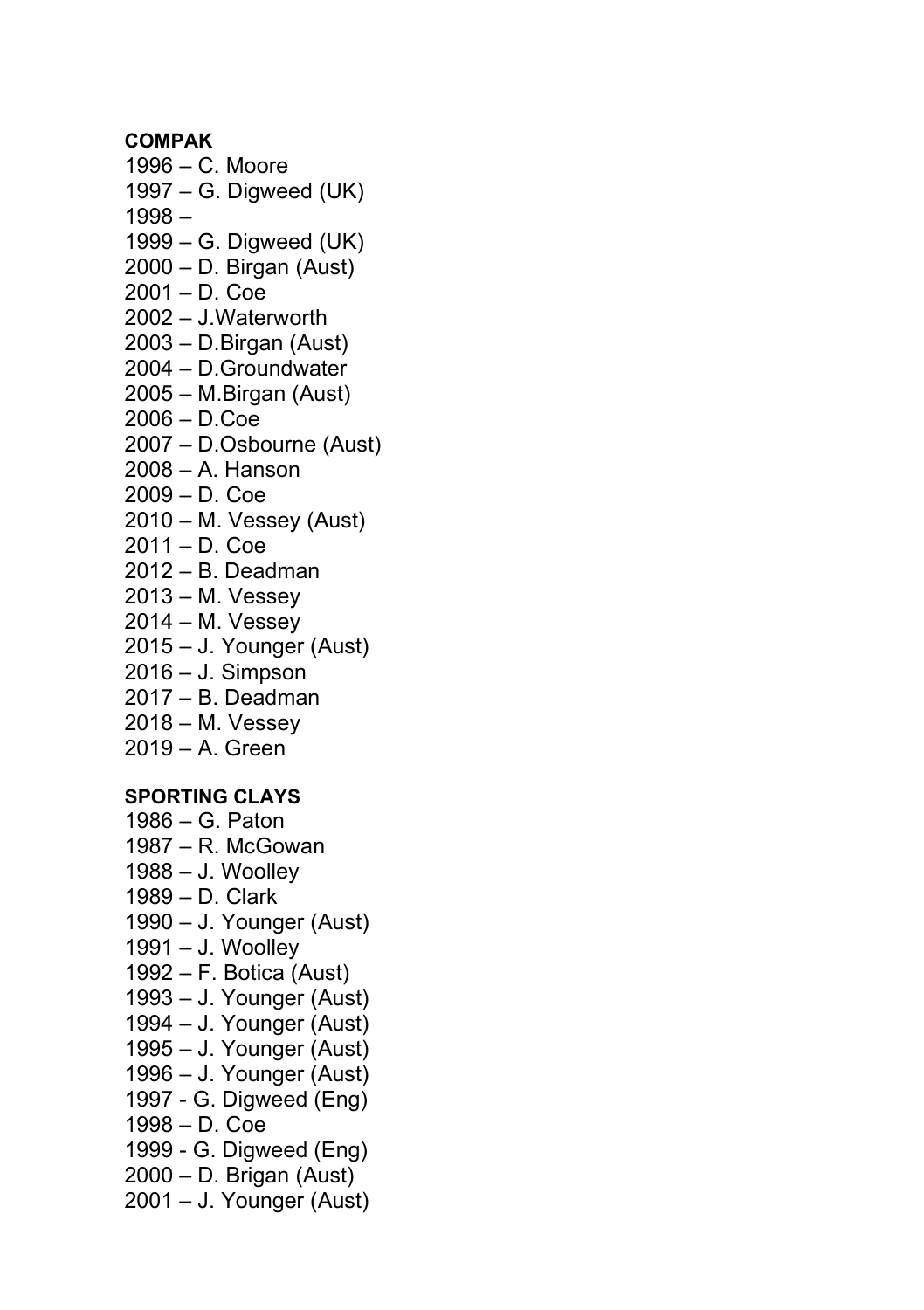**COMPAK**

1996 – C. Moore
1997 – G. Digweed (UK)
1998 –
1999 – G. Digweed (UK)
2000 – D. Birgan (Aust)
2001 – D. Coe
2002 – J.Waterworth
2003 – D.Birgan (Aust)
2004 – D.Groundwater
2005 – M.Birgan (Aust)
2006 – D.Coe
2007 – D.Osbourne (Aust)
2008 – A. Hanson
2009 – D. Coe
2010 – M. Vessey (Aust)
2011 – D. Coe
2012 – B. Deadman
2013 – M. Vessey
2014 – M. Vessey
2015 – J. Younger (Aust)
2016 – J. Simpson
2017 – B. Deadman
2018 – M. Vessey
2019 – A. Green

**SPORTING CLAYS**

1986 – G. Paton
1987 – R. McGowan
1988 – J. Woolley
1989 – D. Clark
1990 – J. Younger (Aust)
1991 – J. Woolley
1992 – F. Botica (Aust)
1993 – J. Younger (Aust)
1994 – J. Younger (Aust)
1995 – J. Younger (Aust)
1996 – J. Younger (Aust)
1997 - G. Digweed (Eng)
1998 – D. Coe
1999 - G. Digweed (Eng)
2000 – D. Brigan (Aust)
2001 – J. Younger (Aust)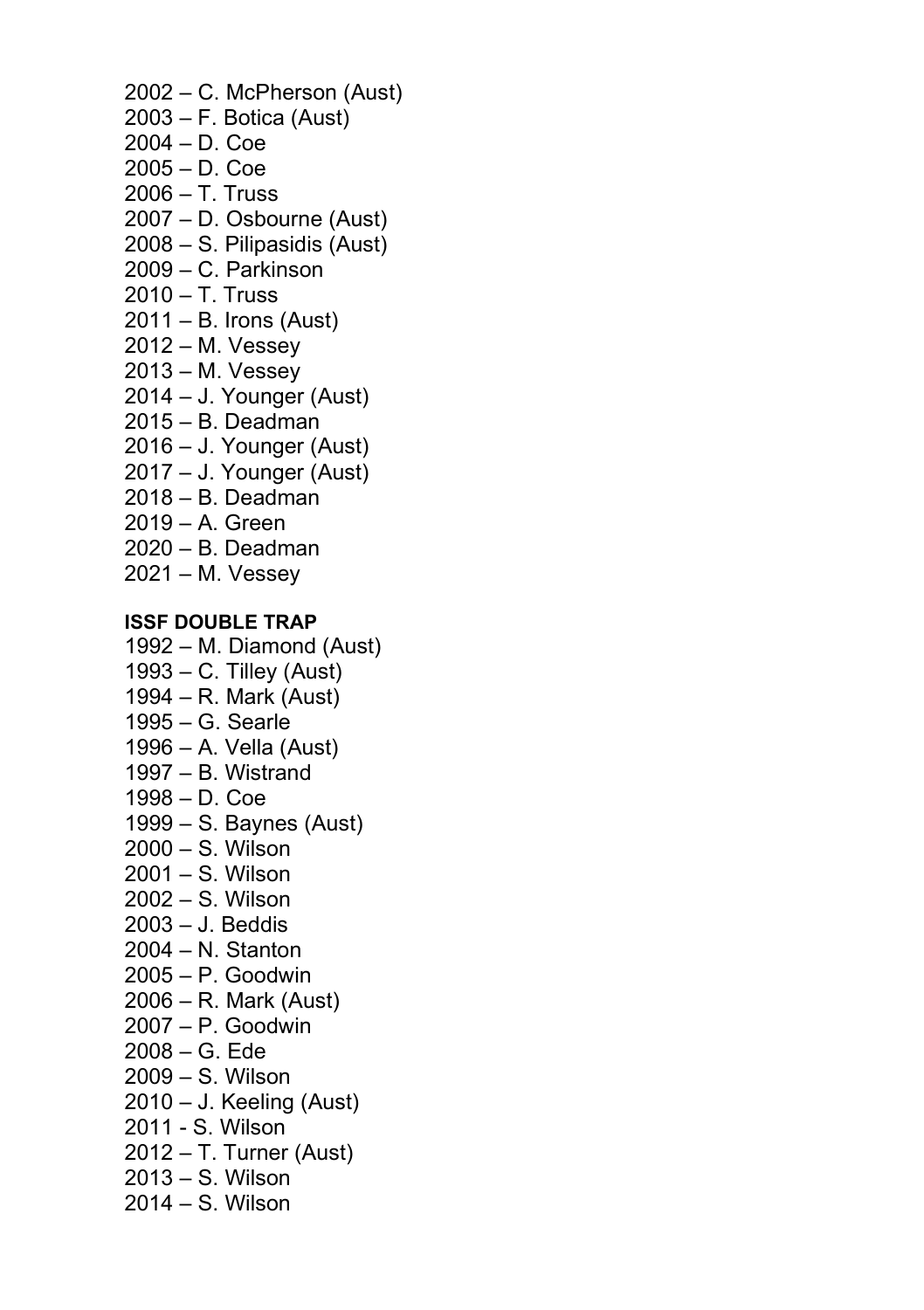2002 – C. McPherson (Aust)
2003 – F. Botica (Aust)
2004 – D. Coe
2005 – D. Coe
2006 – T. Truss
2007 – D. Osbourne (Aust)
2008 – S. Pilipasidis (Aust)
2009 – C. Parkinson
2010 – T. Truss
2011 – B. Irons (Aust)
2012 – M. Vessey
2013 – M. Vessey
2014 – J. Younger (Aust)
2015 – B. Deadman
2016 – J. Younger (Aust)
2017 – J. Younger (Aust)
2018 – B. Deadman
2019 – A. Green
2020 – B. Deadman
2021 – M. Vessey

**ISSF DOUBLE TRAP**

1992 – M. Diamond (Aust)
1993 – C. Tilley (Aust)
1994 – R. Mark (Aust)
1995 – G. Searle
1996 – A. Vella (Aust)
1997 – B. Wistrand
1998 – D. Coe
1999 – S. Baynes (Aust)
2000 – S. Wilson
2001 – S. Wilson
2002 – S. Wilson
2003 – J. Beddis
2004 – N. Stanton
2005 – P. Goodwin
2006 – R. Mark (Aust)
2007 – P. Goodwin
2008 – G. Ede
2009 – S. Wilson
2010 – J. Keeling (Aust)
2011 - S. Wilson
2012 – T. Turner (Aust)
2013 – S. Wilson
2014 – S. Wilson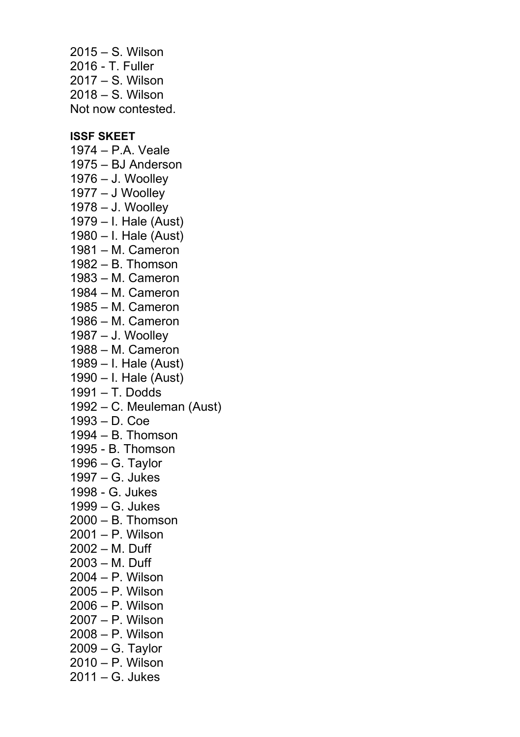2015 – S. Wilson
2016 - T. Fuller
2017 – S. Wilson
2018 – S. Wilson
Not now contested.

**ISSF SKEET**

1974 – P.A. Veale
1975 – BJ Anderson
1976 – J. Woolley
1977 – J Woolley
1978 – J. Woolley
1979 – I. Hale (Aust)
1980 – I. Hale (Aust)
1981 – M. Cameron
1982 – B. Thomson
1983 – M. Cameron
1984 – M. Cameron
1985 – M. Cameron
1986 – M. Cameron
1987 – J. Woolley
1988 – M. Cameron
1989 – I. Hale (Aust)
1990 – I. Hale (Aust)
1991 – T. Dodds
1992 – C. Meuleman (Aust)
1993 – D. Coe
1994 – B. Thomson
1995 - B. Thomson
1996 – G. Taylor
1997 – G. Jukes
1998 - G. Jukes
1999 – G. Jukes
2000 – B. Thomson
2001 – P. Wilson
2002 – M. Duff
2003 – M. Duff
2004 – P. Wilson
2005 – P. Wilson
2006 – P. Wilson
2007 – P. Wilson
2008 – P. Wilson
2009 – G. Taylor
2010 – P. Wilson
2011 – G. Jukes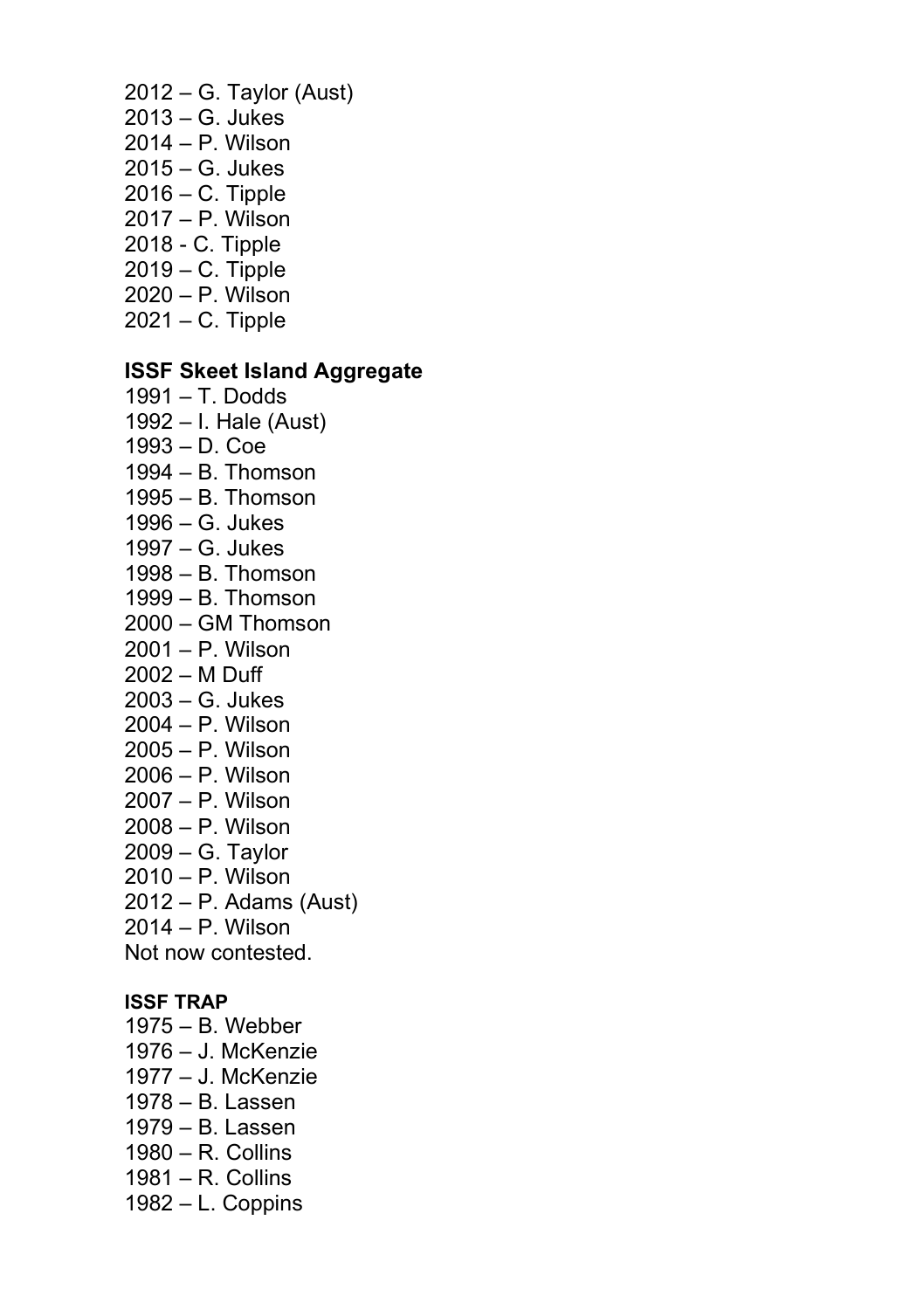2012 – G. Taylor (Aust)
2013 – G. Jukes
2014 – P. Wilson
2015 – G. Jukes
2016 – C. Tipple
2017 – P. Wilson
2018 - C. Tipple
2019 – C. Tipple
2020 – P. Wilson
2021 – C. Tipple

**ISSF Skeet Island Aggregate**
1991 – T. Dodds
1992 – I. Hale (Aust)
1993 – D. Coe
1994 – B. Thomson
1995 – B. Thomson
1996 – G. Jukes
1997 – G. Jukes
1998 – B. Thomson
1999 – B. Thomson
2000 – GM Thomson
2001 – P. Wilson
2002 – M Duff
2003 – G. Jukes
2004 – P. Wilson
2005 – P. Wilson
2006 – P. Wilson
2007 – P. Wilson
2008 – P. Wilson
2009 – G. Taylor
2010 – P. Wilson
2012 – P. Adams (Aust)
2014 – P. Wilson
Not now contested.

**ISSF TRAP**
1975 – B. Webber
1976 – J. McKenzie
1977 – J. McKenzie
1978 – B. Lassen
1979 – B. Lassen
1980 – R. Collins
1981 – R. Collins
1982 – L. Coppins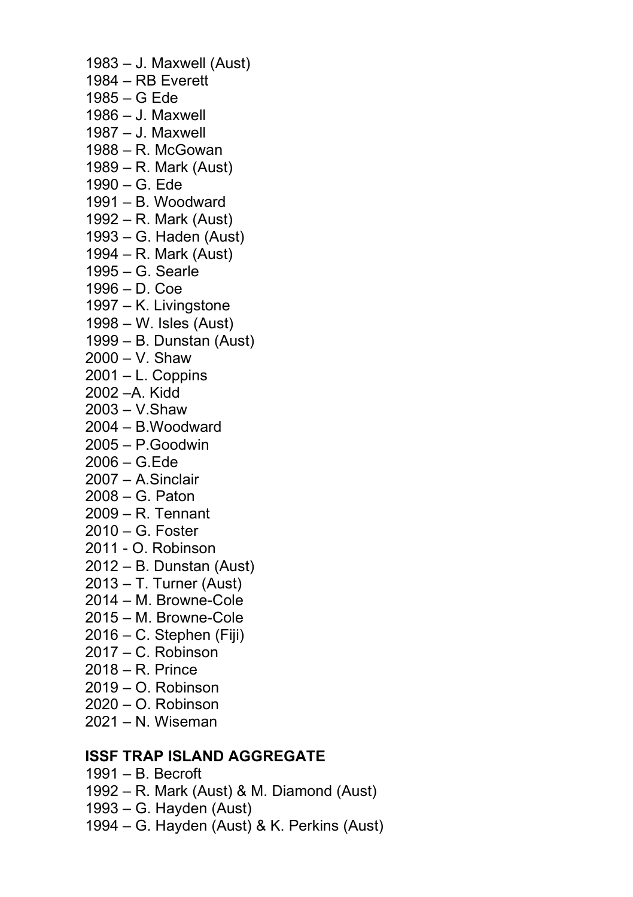1983 – J. Maxwell (Aust)
1984 – RB Everett
1985 – G Ede
1986 – J. Maxwell
1987 – J. Maxwell
1988 – R. McGowan
1989 – R. Mark (Aust)
1990 – G. Ede
1991 – B. Woodward
1992 – R. Mark (Aust)
1993 – G. Haden (Aust)
1994 – R. Mark (Aust)
1995 – G. Searle
1996 – D. Coe
1997 – K. Livingstone
1998 – W. Isles (Aust)
1999 – B. Dunstan (Aust)
2000 – V. Shaw
2001 – L. Coppins
2002 –A. Kidd
2003 – V.Shaw
2004 – B.Woodward
2005 – P.Goodwin
2006 – G.Ede
2007 – A.Sinclair
2008 – G. Paton
2009 – R. Tennant
2010 – G. Foster
2011 - O. Robinson
2012 – B. Dunstan (Aust)
2013 – T. Turner (Aust)
2014 – M. Browne-Cole
2015 – M. Browne-Cole
2016 – C. Stephen (Fiji)
2017 – C. Robinson
2018 – R. Prince
2019 – O. Robinson
2020 – O. Robinson
2021 – N. Wiseman

**ISSF TRAP ISLAND AGGREGATE**

1991 – B. Becroft
1992 – R. Mark (Aust) & M. Diamond (Aust)
1993 – G. Hayden (Aust)
1994 – G. Hayden (Aust) & K. Perkins (Aust)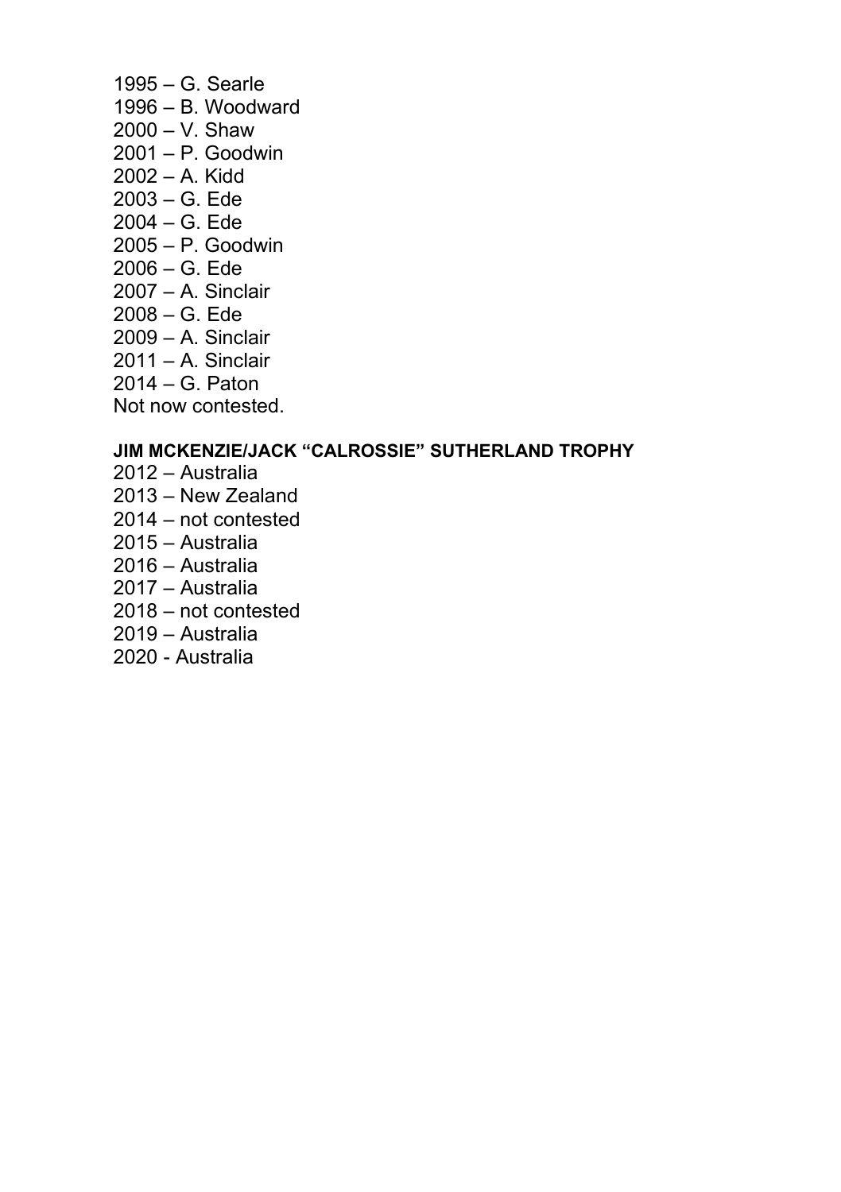1995 – G. Searle
1996 – B. Woodward
2000 – V. Shaw
2001 – P. Goodwin
2002 – A. Kidd
2003 – G. Ede
2004 – G. Ede
2005 – P. Goodwin
2006 – G. Ede
2007 – A. Sinclair
2008 – G. Ede
2009 – A. Sinclair
2011 – A. Sinclair
2014 – G. Paton
Not now contested.

**JIM MCKENZIE/JACK "CALROSSIE" SUTHERLAND TROPHY**

2012 – Australia
2013 – New Zealand
2014 – not contested
2015 – Australia
2016 – Australia
2017 – Australia
2018 – not contested
2019 – Australia
2020 - Australia